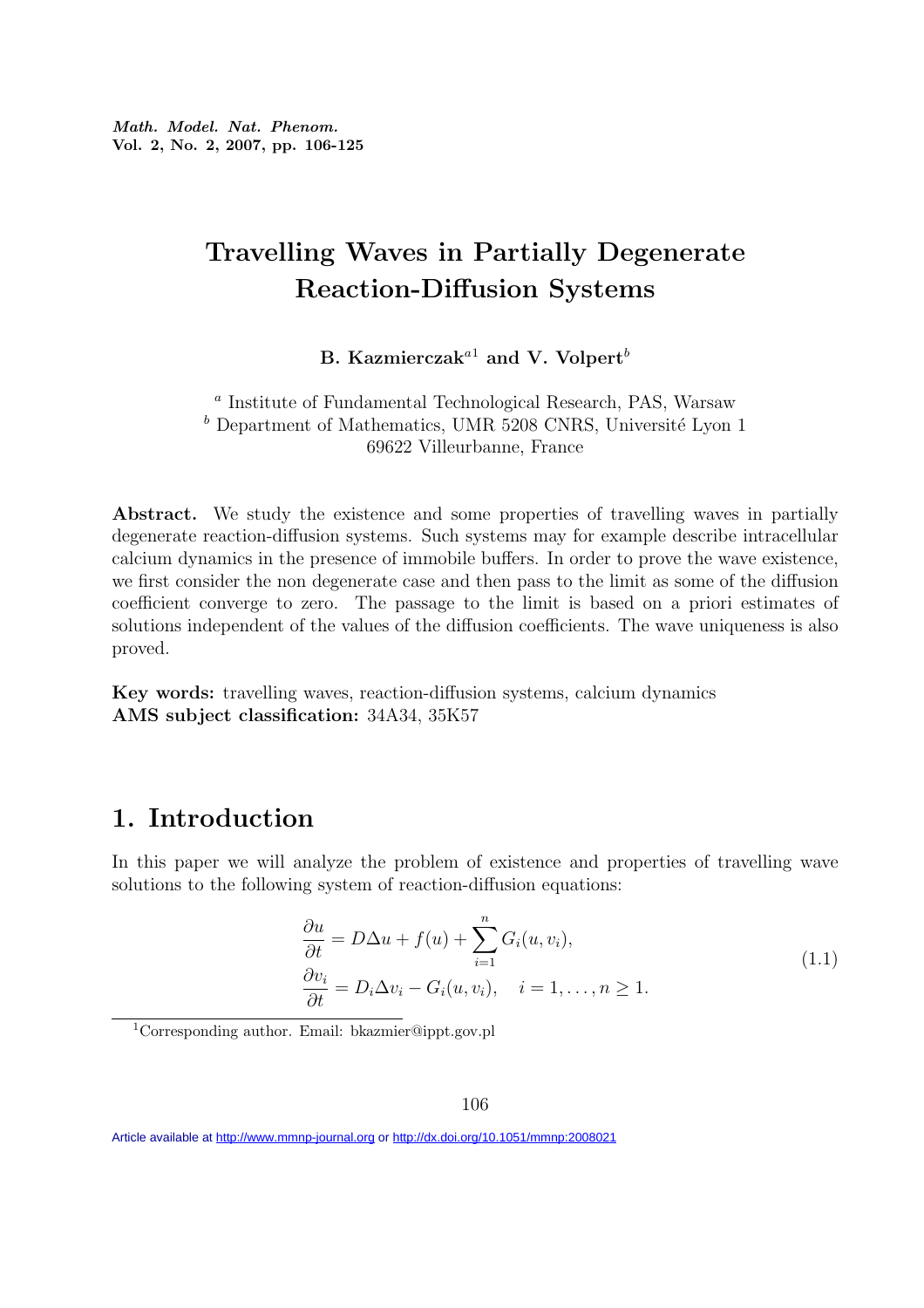# Travelling Waves in Partially Degenerate Reaction-Diffusion Systems

**B. Kazmierczak**[a1] **and V. Volpert**[b]

[a] Institute of Fundamental Technological Research, PAS, Warsaw
[b] Department of Mathematics, UMR 5208 CNRS, Université Lyon 1
69622 Villeurbanne, France

**Abstract.** We study the existence and some properties of travelling waves in partially degenerate reaction-diffusion systems. Such systems may for example describe intracellular calcium dynamics in the presence of immobile buffers. In order to prove the wave existence, we first consider the non degenerate case and then pass to the limit as some of the diffusion coefficient converge to zero. The passage to the limit is based on a priori estimates of solutions independent of the values of the diffusion coefficients. The wave uniqueness is also proved.

**Key words:** travelling waves, reaction-diffusion systems, calcium dynamics
**AMS subject classification:** 34A34, 35K57

## 1. Introduction

In this paper we will analyze the problem of existence and properties of travelling wave solutions to the following system of reaction-diffusion equations:

$$
\begin{aligned}
\frac{\partial u}{\partial t} &= D\Delta u + f(u) + \sum_{i=1}^{n} G_i(u, v_i), \\
\frac{\partial v_i}{\partial t} &= D_i \Delta v_i - G_i(u, v_i), \quad i = 1, \ldots, n \geq 1.
\end{aligned}
\tag{1.1}
$$

[1] Corresponding author. Email: bkazmier@ippt.gov.pl

Article available at http://www.mmnp-journal.org or http://dx.doi.org/10.1051/mmnp:2008021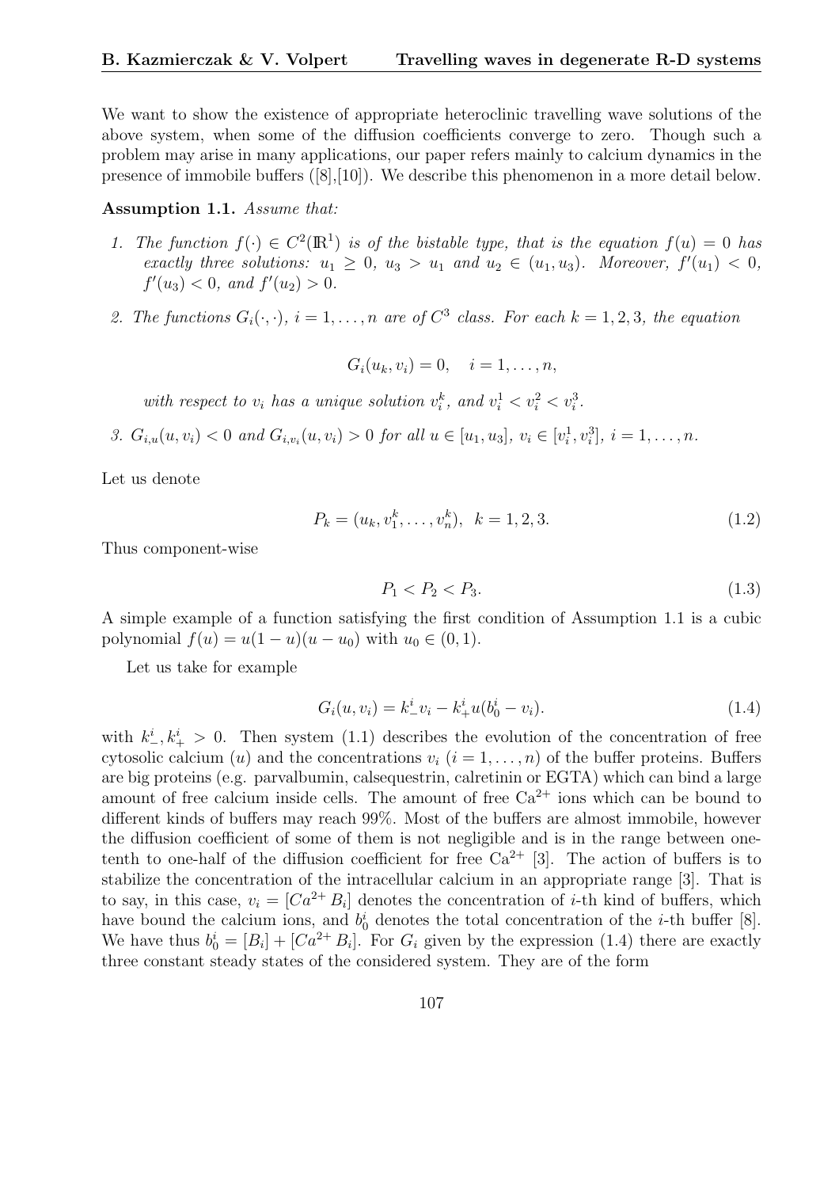We want to show the existence of appropriate heteroclinic travelling wave solutions of the above system, when some of the diffusion coefficients converge to zero. Though such a problem may arise in many applications, our paper refers mainly to calcium dynamics in the presence of immobile buffers ([8],[10]). We describe this phenomenon in a more detail below.

**Assumption 1.1.** *Assume that:*

1. *The function $f(\cdot) \in C^2(\mathbb{R}^1)$ is of the bistable type, that is the equation $f(u) = 0$ has exactly three solutions: $u_1 \geq 0$, $u_3 > u_1$ and $u_2 \in (u_1, u_3)$. Moreover, $f'(u_1) < 0$, $f'(u_3) < 0$, and $f'(u_2) > 0$.*
2. *The functions $G_i(\cdot, \cdot)$, $i = 1, \ldots, n$ are of $C^3$ class. For each $k = 1, 2, 3$, the equation*

$$G_i(u_k, v_i) = 0, \quad i = 1, \ldots, n,$$

   *with respect to $v_i$ has a unique solution $v_i^k$, and $v_i^1 < v_i^2 < v_i^3$.*

3. *$G_{i,u}(u, v_i) < 0$ and $G_{i,v_i}(u, v_i) > 0$ for all $u \in [u_1, u_3]$, $v_i \in [v_i^1, v_i^3]$, $i = 1, \ldots, n$.*

Let us denote

$$P_k = (u_k, v_1^k, \ldots, v_n^k), \;\; k = 1, 2, 3. \tag{1.2}$$

Thus component-wise

$$P_1 < P_2 < P_3. \tag{1.3}$$

A simple example of a function satisfying the first condition of Assumption 1.1 is a cubic polynomial $f(u) = u(1 - u)(u - u_0)$ with $u_0 \in (0, 1)$.

Let us take for example

$$G_i(u, v_i) = k_-^i v_i - k_+^i u(b_0^i - v_i). \tag{1.4}$$

with $k_-^i, k_+^i > 0$. Then system (1.1) describes the evolution of the concentration of free cytosolic calcium ($u$) and the concentrations $v_i$ ($i = 1, \ldots, n$) of the buffer proteins. Buffers are big proteins (e.g. parvalbumin, calsequestrin, calretinin or EGTA) which can bind a large amount of free calcium inside cells. The amount of free $Ca^{2+}$ ions which can be bound to different kinds of buffers may reach 99%. Most of the buffers are almost immobile, however the diffusion coefficient of some of them is not negligible and is in the range between one-tenth to one-half of the diffusion coefficient for free $Ca^{2+}$ [3]. The action of buffers is to stabilize the concentration of the intracellular calcium in an appropriate range [3]. That is to say, in this case, $v_i = [Ca^{2+} B_i]$ denotes the concentration of $i$-th kind of buffers, which have bound the calcium ions, and $b_0^i$ denotes the total concentration of the $i$-th buffer [8]. We have thus $b_0^i = [B_i] + [Ca^{2+} B_i]$. For $G_i$ given by the expression (1.4) there are exactly three constant steady states of the considered system. They are of the form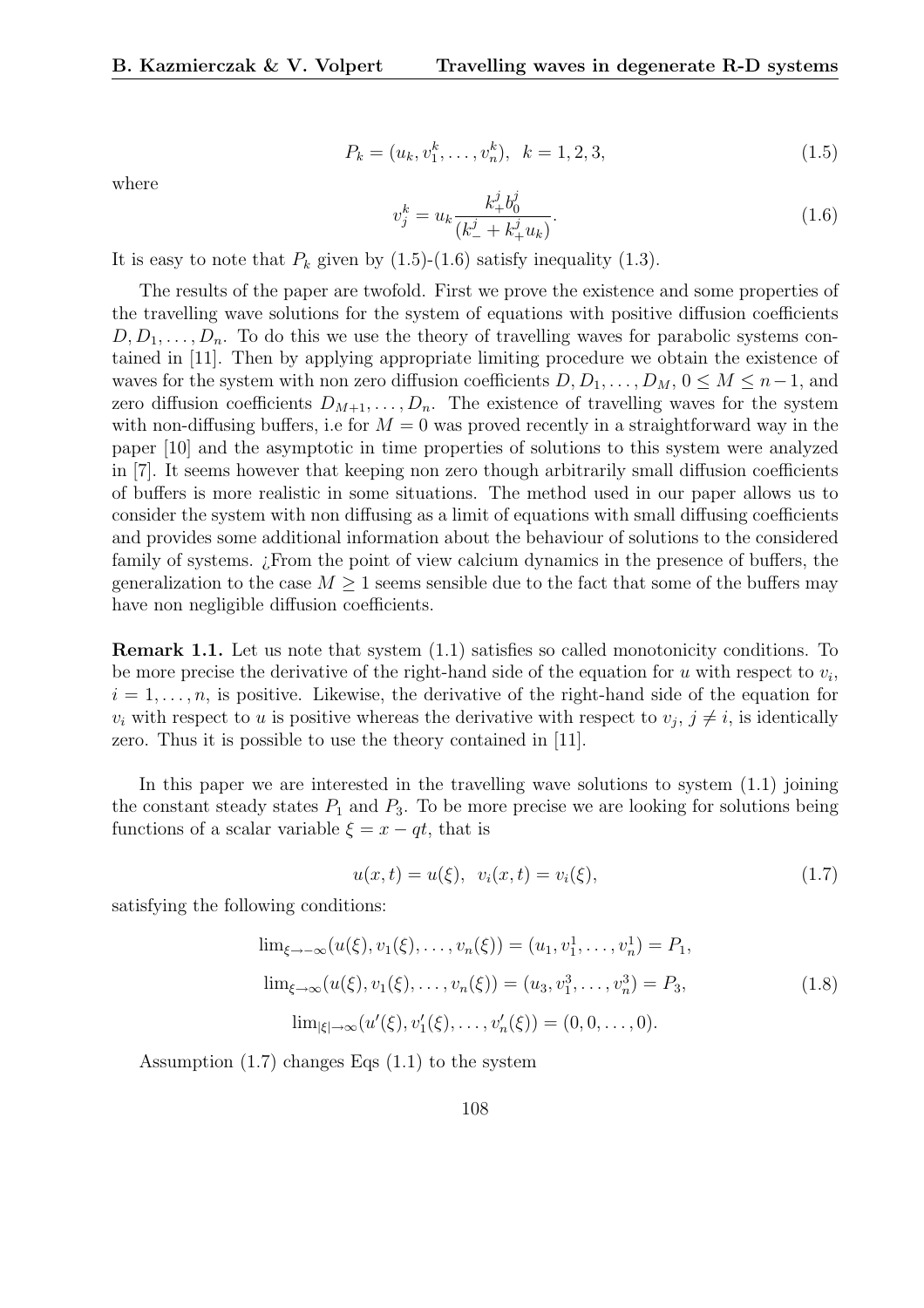$$P_k = (u_k, v_1^k, \dots, v_n^k), \;\; k = 1, 2, 3, \tag{1.5}$$

where

$$v_j^k = u_k \frac{k_+^j b_0^j}{(k_-^j + k_+^j u_k)}. \tag{1.6}$$

It is easy to note that $P_k$ given by (1.5)-(1.6) satisfy inequality (1.3).

The results of the paper are twofold. First we prove the existence and some properties of the travelling wave solutions for the system of equations with positive diffusion coefficients $D, D_1, \dots, D_n$. To do this we use the theory of travelling waves for parabolic systems contained in [11]. Then by applying appropriate limiting procedure we obtain the existence of waves for the system with non zero diffusion coefficients $D, D_1, \dots, D_M$, $0 \le M \le n-1$, and zero diffusion coefficients $D_{M+1}, \dots, D_n$. The existence of travelling waves for the system with non-diffusing buffers, i.e for $M = 0$ was proved recently in a straightforward way in the paper [10] and the asymptotic in time properties of solutions to this system were analyzed in [7]. It seems however that keeping non zero though arbitrarily small diffusion coefficients of buffers is more realistic in some situations. The method used in our paper allows us to consider the system with non diffusing as a limit of equations with small diffusing coefficients and provides some additional information about the behaviour of solutions to the considered family of systems. ¿From the point of view calcium dynamics in the presence of buffers, the generalization to the case $M \ge 1$ seems sensible due to the fact that some of the buffers may have non negligible diffusion coefficients.

**Remark 1.1.** Let us note that system (1.1) satisfies so called monotonicity conditions. To be more precise the derivative of the right-hand side of the equation for $u$ with respect to $v_i$, $i = 1, \dots, n$, is positive. Likewise, the derivative of the right-hand side of the equation for $v_i$ with respect to $u$ is positive whereas the derivative with respect to $v_j$, $j \ne i$, is identically zero. Thus it is possible to use the theory contained in [11].

In this paper we are interested in the travelling wave solutions to system (1.1) joining the constant steady states $P_1$ and $P_3$. To be more precise we are looking for solutions being functions of a scalar variable $\xi = x - qt$, that is

$$u(x,t) = u(\xi), \;\; v_i(x,t) = v_i(\xi), \tag{1.7}$$

satisfying the following conditions:

$$\begin{gathered}
\lim_{\xi \to -\infty} (u(\xi), v_1(\xi), \dots, v_n(\xi)) = (u_1, v_1^1, \dots, v_n^1) = P_1, \\
\lim_{\xi \to \infty} (u(\xi), v_1(\xi), \dots, v_n(\xi)) = (u_3, v_1^3, \dots, v_n^3) = P_3, \\
\lim_{|\xi| \to \infty} (u'(\xi), v_1'(\xi), \dots, v_n'(\xi)) = (0, 0, \dots, 0).
\end{gathered} \tag{1.8}$$

Assumption (1.7) changes Eqs (1.1) to the system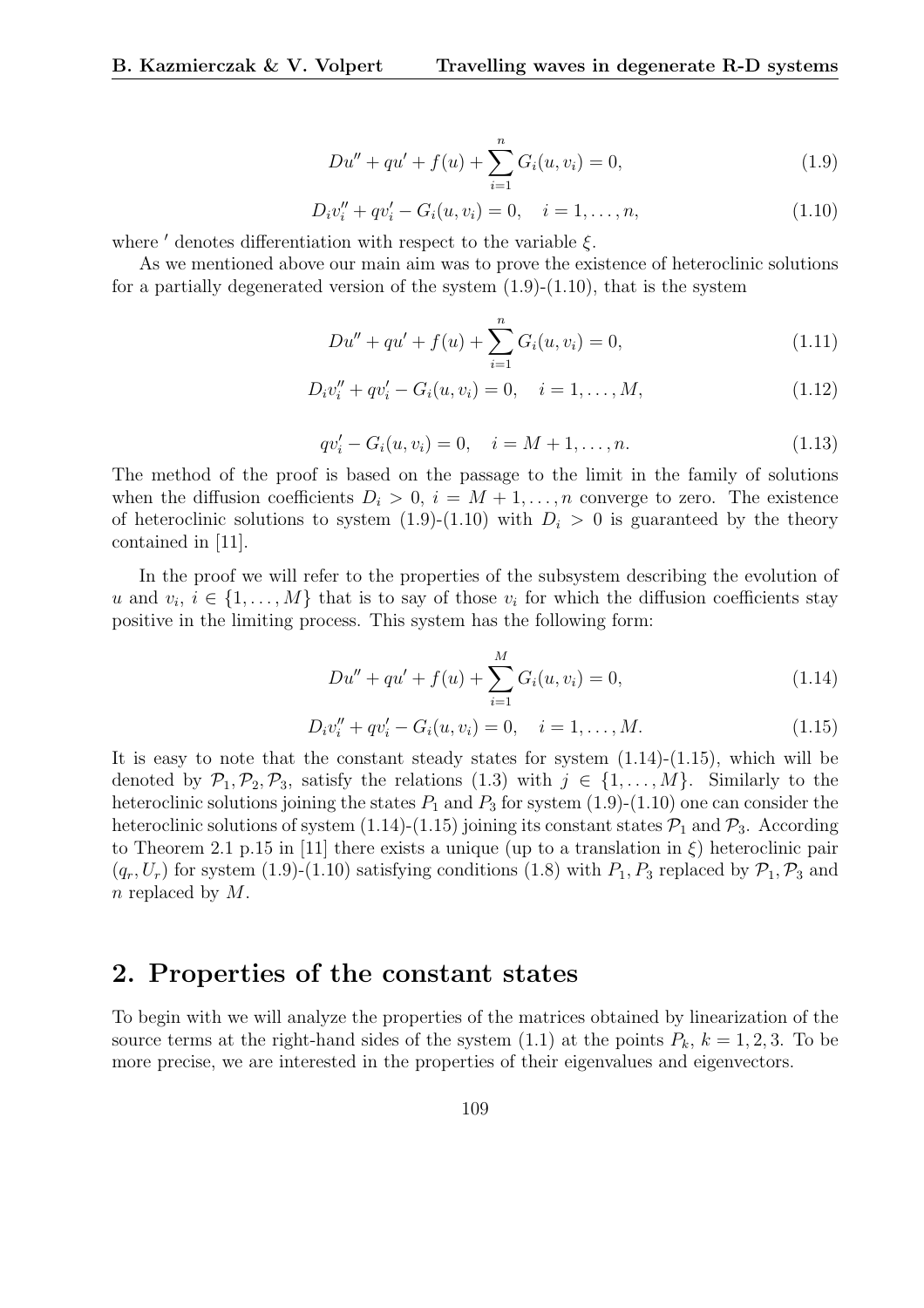$$Du'' + qu' + f(u) + \sum_{i=1}^{n} G_i(u, v_i) = 0, \tag{1.9}$$

$$D_i v_i'' + qv_i' - G_i(u, v_i) = 0, \quad i = 1, \ldots, n, \tag{1.10}$$

where $'$ denotes differentiation with respect to the variable $\xi$.

As we mentioned above our main aim was to prove the existence of heteroclinic solutions for a partially degenerated version of the system (1.9)-(1.10), that is the system

$$Du'' + qu' + f(u) + \sum_{i=1}^{n} G_i(u, v_i) = 0, \tag{1.11}$$

$$D_i v_i'' + qv_i' - G_i(u, v_i) = 0, \quad i = 1, \ldots, M, \tag{1.12}$$

$$qv_i' - G_i(u, v_i) = 0, \quad i = M + 1, \ldots, n. \tag{1.13}$$

The method of the proof is based on the passage to the limit in the family of solutions when the diffusion coefficients $D_i > 0$, $i = M + 1, \ldots, n$ converge to zero. The existence of heteroclinic solutions to system (1.9)-(1.10) with $D_i > 0$ is guaranteed by the theory contained in [11].

In the proof we will refer to the properties of the subsystem describing the evolution of $u$ and $v_i$, $i \in \{1, \ldots, M\}$ that is to say of those $v_i$ for which the diffusion coefficients stay positive in the limiting process. This system has the following form:

$$Du'' + qu' + f(u) + \sum_{i=1}^{M} G_i(u, v_i) = 0, \tag{1.14}$$

$$D_i v_i'' + qv_i' - G_i(u, v_i) = 0, \quad i = 1, \ldots, M. \tag{1.15}$$

It is easy to note that the constant steady states for system (1.14)-(1.15), which will be denoted by $\mathcal{P}_1, \mathcal{P}_2, \mathcal{P}_3$, satisfy the relations (1.3) with $j \in \{1, \ldots, M\}$. Similarly to the heteroclinic solutions joining the states $P_1$ and $P_3$ for system (1.9)-(1.10) one can consider the heteroclinic solutions of system (1.14)-(1.15) joining its constant states $\mathcal{P}_1$ and $\mathcal{P}_3$. According to Theorem 2.1 p.15 in [11] there exists a unique (up to a translation in $\xi$) heteroclinic pair $(q_r, U_r)$ for system (1.9)-(1.10) satisfying conditions (1.8) with $P_1, P_3$ replaced by $\mathcal{P}_1, \mathcal{P}_3$ and $n$ replaced by $M$.

## 2. Properties of the constant states

To begin with we will analyze the properties of the matrices obtained by linearization of the source terms at the right-hand sides of the system (1.1) at the points $P_k$, $k = 1, 2, 3$. To be more precise, we are interested in the properties of their eigenvalues and eigenvectors.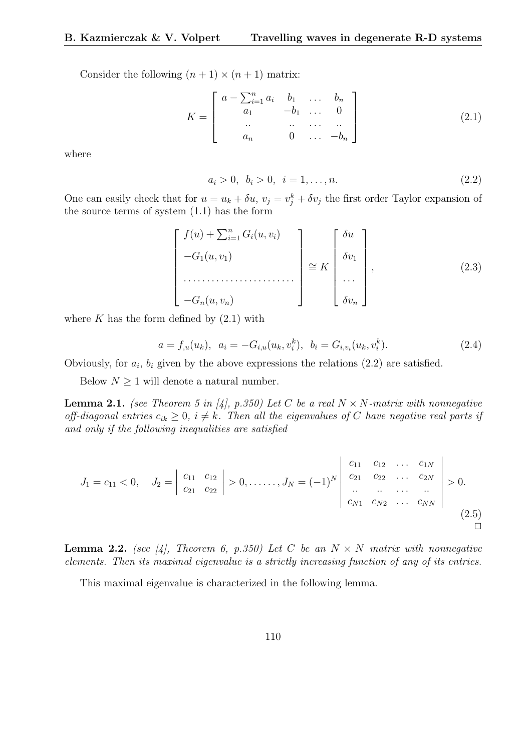Consider the following $(n+1) \times (n+1)$ matrix:

$$
K = \left[ \begin{array}{cccc} a - \sum_{i=1}^{n} a_i & b_1 & \dots & b_n \\ a_1 & -b_1 & \dots & 0 \\ .. & .. & \dots & .. \\ a_n & 0 & \dots & -b_n \end{array} \right] \tag{2.1}
$$

where

$$
a_i > 0, \;\; b_i > 0, \;\; i = 1, \dots, n. \tag{2.2}
$$

One can easily check that for $u = u_k + \delta u$, $v_j = v_j^k + \delta v_j$ the first order Taylor expansion of the source terms of system (1.1) has the form

$$
\left[ \begin{array}{l} f(u) + \sum_{i=1}^{n} G_i(u, v_i) \\ \\ -G_1(u, v_1) \\ \\ \dots\dots\dots\dots\dots\dots\dots\dots \\ \\ -G_n(u, v_n) \end{array} \right] \cong K \left[ \begin{array}{c} \delta u \\ \\ \delta v_1 \\ \\ \dots \\ \\ \delta v_n \end{array} \right], \tag{2.3}
$$

where $K$ has the form defined by (2.1) with

$$
a = f_{,u}(u_k), \;\; a_i = -G_{i,u}(u_k, v_i^k), \;\; b_i = G_{i,v_i}(u_k, v_i^k). \tag{2.4}
$$

Obviously, for $a_i$, $b_i$ given by the above expressions the relations (2.2) are satisfied.

Below $N \geq 1$ will denote a natural number.

**Lemma 2.1.** *(see Theorem 5 in [4], p.350) Let $C$ be a real $N \times N$-matrix with nonnegative off-diagonal entries $c_{ik} \geq 0$, $i \neq k$. Then all the eigenvalues of $C$ have negative real parts if and only if the following inequalities are satisfied*

$$
J_1 = c_{11} < 0, \quad J_2 = \left| \begin{array}{cc} c_{11} & c_{12} \\ c_{21} & c_{22} \end{array} \right| > 0, \dots\dots, J_N = (-1)^N \left| \begin{array}{cccc} c_{11} & c_{12} & \dots & c_{1N} \\ c_{21} & c_{22} & \dots & c_{2N} \\ .. & .. & \dots & .. \\ c_{N1} & c_{N2} & \dots & c_{NN} \end{array} \right| > 0. \tag{2.5}
$$

□

**Lemma 2.2.** *(see [4], Theorem 6, p.350) Let $C$ be an $N \times N$ matrix with nonnegative elements. Then its maximal eigenvalue is a strictly increasing function of any of its entries.*

This maximal eigenvalue is characterized in the following lemma.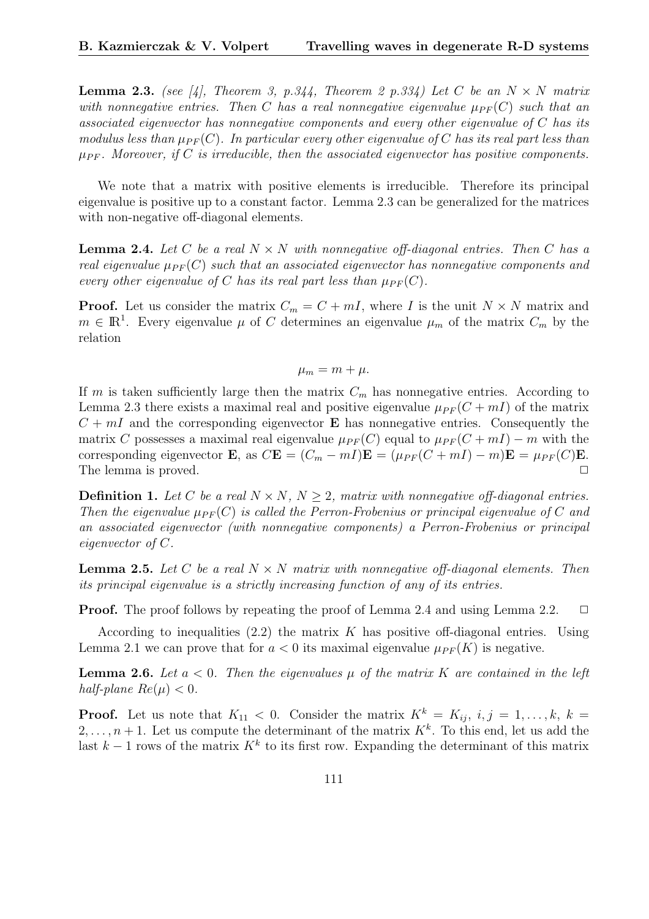**Lemma 2.3.** *(see [4], Theorem 3, p.344, Theorem 2 p.334) Let $C$ be an $N \times N$ matrix with nonnegative entries. Then $C$ has a real nonnegative eigenvalue $\mu_{PF}(C)$ such that an associated eigenvector has nonnegative components and every other eigenvalue of $C$ has its modulus less than $\mu_{PF}(C)$. In particular every other eigenvalue of $C$ has its real part less than $\mu_{PF}$. Moreover, if $C$ is irreducible, then the associated eigenvector has positive components.*

We note that a matrix with positive elements is irreducible. Therefore its principal eigenvalue is positive up to a constant factor. Lemma 2.3 can be generalized for the matrices with non-negative off-diagonal elements.

**Lemma 2.4.** *Let $C$ be a real $N \times N$ with nonnegative off-diagonal entries. Then $C$ has a real eigenvalue $\mu_{PF}(C)$ such that an associated eigenvector has nonnegative components and every other eigenvalue of $C$ has its real part less than $\mu_{PF}(C)$.*

**Proof.** Let us consider the matrix $C_m = C + mI$, where $I$ is the unit $N \times N$ matrix and $m \in \mathbb{R}^1$. Every eigenvalue $\mu$ of $C$ determines an eigenvalue $\mu_m$ of the matrix $C_m$ by the relation

$$\mu_m = m + \mu.$$

If $m$ is taken sufficiently large then the matrix $C_m$ has nonnegative entries. According to Lemma 2.3 there exists a maximal real and positive eigenvalue $\mu_{PF}(C + mI)$ of the matrix $C + mI$ and the corresponding eigenvector $\mathbf{E}$ has nonnegative entries. Consequently the matrix $C$ possesses a maximal real eigenvalue $\mu_{PF}(C)$ equal to $\mu_{PF}(C + mI) - m$ with the corresponding eigenvector $\mathbf{E}$, as $C\mathbf{E} = (C_m - mI)\mathbf{E} = (\mu_{PF}(C + mI) - m)\mathbf{E} = \mu_{PF}(C)\mathbf{E}$. The lemma is proved. $\Box$

**Definition 1.** *Let $C$ be a real $N \times N$, $N \geq 2$, matrix with nonnegative off-diagonal entries. Then the eigenvalue $\mu_{PF}(C)$ is called the Perron-Frobenius or principal eigenvalue of $C$ and an associated eigenvector (with nonnegative components) a Perron-Frobenius or principal eigenvector of $C$.*

**Lemma 2.5.** *Let $C$ be a real $N \times N$ matrix with nonnegative off-diagonal elements. Then its principal eigenvalue is a strictly increasing function of any of its entries.*

**Proof.** The proof follows by repeating the proof of Lemma 2.4 and using Lemma 2.2. $\Box$

According to inequalities (2.2) the matrix $K$ has positive off-diagonal entries. Using Lemma 2.1 we can prove that for $a < 0$ its maximal eigenvalue $\mu_{PF}(K)$ is negative.

**Lemma 2.6.** *Let $a < 0$. Then the eigenvalues $\mu$ of the matrix $K$ are contained in the left half-plane $Re(\mu) < 0$.*

**Proof.** Let us note that $K_{11} < 0$. Consider the matrix $K^k = K_{ij}$, $i, j = 1, \ldots, k$, $k = 2, \ldots, n + 1$. Let us compute the determinant of the matrix $K^k$. To this end, let us add the last $k - 1$ rows of the matrix $K^k$ to its first row. Expanding the determinant of this matrix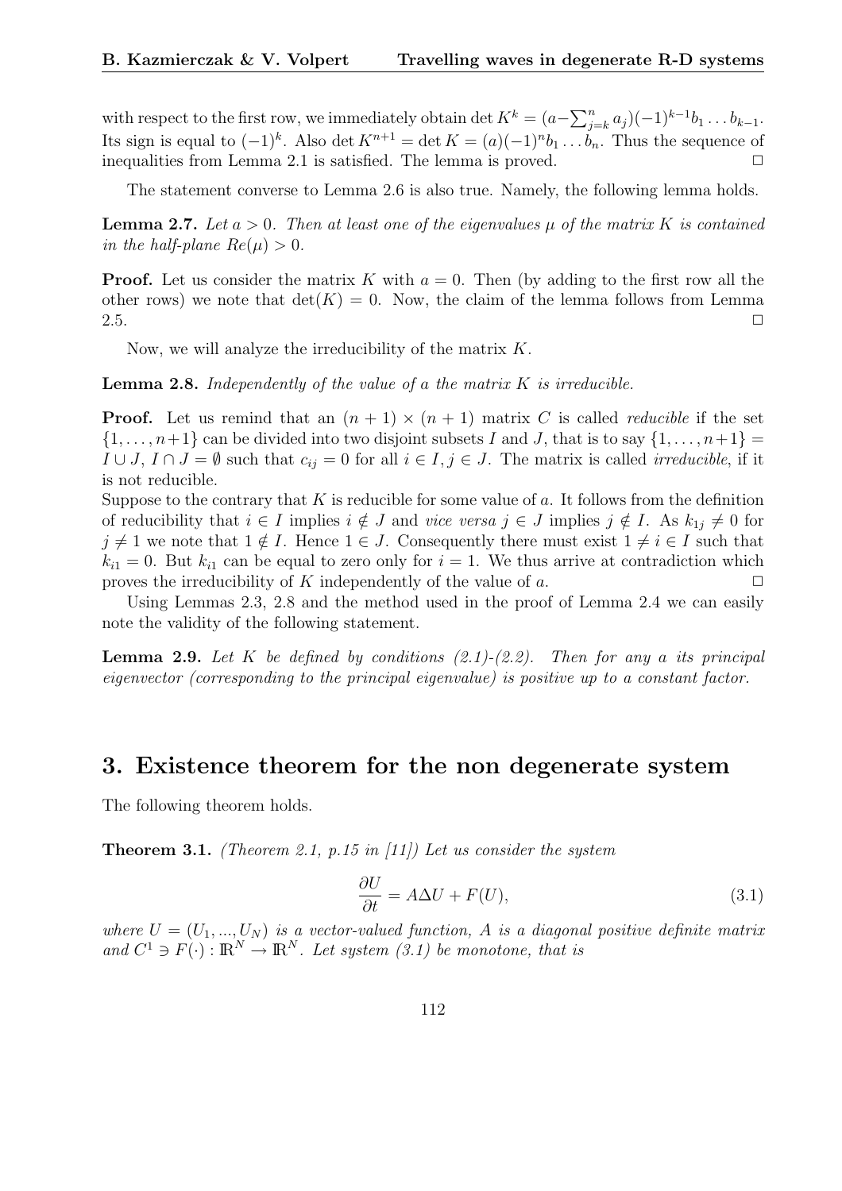with respect to the first row, we immediately obtain $\det K^k = (a - \sum_{j=k}^n a_j)(-1)^{k-1} b_1 \dots b_{k-1}$. Its sign is equal to $(-1)^k$. Also $\det K^{n+1} = \det K = (a)(-1)^n b_1 \dots b_n$. Thus the sequence of inequalities from Lemma 2.1 is satisfied. The lemma is proved. $\square$

The statement converse to Lemma 2.6 is also true. Namely, the following lemma holds.

**Lemma 2.7.** *Let $a > 0$. Then at least one of the eigenvalues $\mu$ of the matrix $K$ is contained in the half-plane $Re(\mu) > 0$.*

**Proof.** Let us consider the matrix $K$ with $a = 0$. Then (by adding to the first row all the other rows) we note that $\det(K) = 0$. Now, the claim of the lemma follows from Lemma 2.5. $\square$

Now, we will analyze the irreducibility of the matrix $K$.

**Lemma 2.8.** *Independently of the value of $a$ the matrix $K$ is irreducible.*

**Proof.** Let us remind that an $(n+1) \times (n+1)$ matrix $C$ is called *reducible* if the set $\{1, \dots, n+1\}$ can be divided into two disjoint subsets $I$ and $J$, that is to say $\{1, \dots, n+1\} = I \cup J$, $I \cap J = \emptyset$ such that $c_{ij} = 0$ for all $i \in I, j \in J$. The matrix is called *irreducible*, if it is not reducible.
Suppose to the contrary that $K$ is reducible for some value of $a$. It follows from the definition of reducibility that $i \in I$ implies $i \notin J$ and *vice versa* $j \in J$ implies $j \notin I$. As $k_{1j} \neq 0$ for $j \neq 1$ we note that $1 \notin I$. Hence $1 \in J$. Consequently there must exist $1 \neq i \in I$ such that $k_{i1} = 0$. But $k_{i1}$ can be equal to zero only for $i = 1$. We thus arrive at contradiction which proves the irreducibility of $K$ independently of the value of $a$. $\square$

Using Lemmas 2.3, 2.8 and the method used in the proof of Lemma 2.4 we can easily note the validity of the following statement.

**Lemma 2.9.** *Let $K$ be defined by conditions (2.1)-(2.2). Then for any $a$ its principal eigenvector (corresponding to the principal eigenvalue) is positive up to a constant factor.*

## 3. Existence theorem for the non degenerate system

The following theorem holds.

**Theorem 3.1.** *(Theorem 2.1, p.15 in [11]) Let us consider the system*

$$\frac{\partial U}{\partial t} = A \Delta U + F(U), \tag{3.1}$$

*where $U = (U_1, ..., U_N)$ is a vector-valued function, $A$ is a diagonal positive definite matrix and $C^1 \ni F(\cdot) : \mathbb{R}^N \to \mathbb{R}^N$. Let system (3.1) be monotone, that is*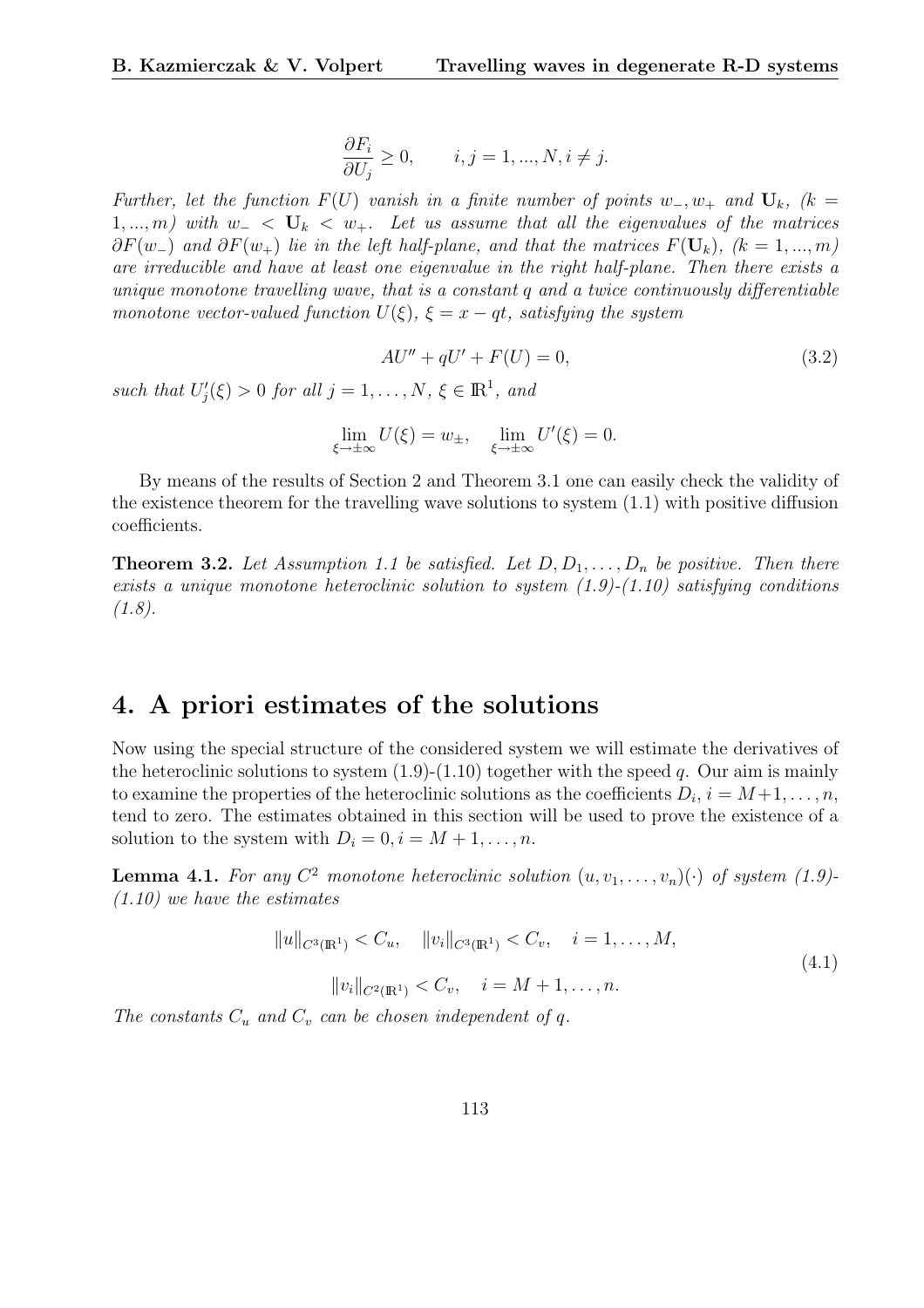$$\frac{\partial F_i}{\partial U_j} \geq 0, \qquad i,j = 1,...,N, i \neq j.$$

*Further, let the function $F(U)$ vanish in a finite number of points $w_-, w_+$ and $\mathbf{U}_k$, $(k = 1,...,m)$ with $w_- < \mathbf{U}_k < w_+$. Let us assume that all the eigenvalues of the matrices $\partial F(w_-)$ and $\partial F(w_+)$ lie in the left half-plane, and that the matrices $F(\mathbf{U}_k)$, $(k = 1,...,m)$ are irreducible and have at least one eigenvalue in the right half-plane. Then there exists a unique monotone travelling wave, that is a constant $q$ and a twice continuously differentiable monotone vector-valued function $U(\xi)$, $\xi = x - qt$, satisfying the system*

$$AU'' + qU' + F(U) = 0, \tag{3.2}$$

*such that $U_j'(\xi) > 0$ for all $j = 1,\dots,N$, $\xi \in \mathbb{R}^1$, and*

$$\lim_{\xi\to\pm\infty} U(\xi) = w_\pm, \quad \lim_{\xi\to\pm\infty} U'(\xi) = 0.$$

By means of the results of Section 2 and Theorem 3.1 one can easily check the validity of the existence theorem for the travelling wave solutions to system (1.1) with positive diffusion coefficients.

**Theorem 3.2.** *Let Assumption 1.1 be satisfied. Let $D, D_1, \dots, D_n$ be positive. Then there exists a unique monotone heteroclinic solution to system (1.9)-(1.10) satisfying conditions (1.8).*

## 4. A priori estimates of the solutions

Now using the special structure of the considered system we will estimate the derivatives of the heteroclinic solutions to system (1.9)-(1.10) together with the speed $q$. Our aim is mainly to examine the properties of the heteroclinic solutions as the coefficients $D_i$, $i = M+1,\dots,n$, tend to zero. The estimates obtained in this section will be used to prove the existence of a solution to the system with $D_i = 0, i = M+1,\dots,n$.

**Lemma 4.1.** *For any $C^2$ monotone heteroclinic solution $(u, v_1, \dots, v_n)(\cdot)$ of system (1.9)-(1.10) we have the estimates*

$$\begin{aligned} \|u\|_{C^3(\mathbb{R}^1)} < C_u, \quad \|v_i\|_{C^3(\mathbb{R}^1)} < C_v, \quad i = 1,\dots,M, \\ \|v_i\|_{C^2(\mathbb{R}^1)} < C_v, \quad i = M+1,\dots,n. \end{aligned} \tag{4.1}$$

*The constants $C_u$ and $C_v$ can be chosen independent of $q$.*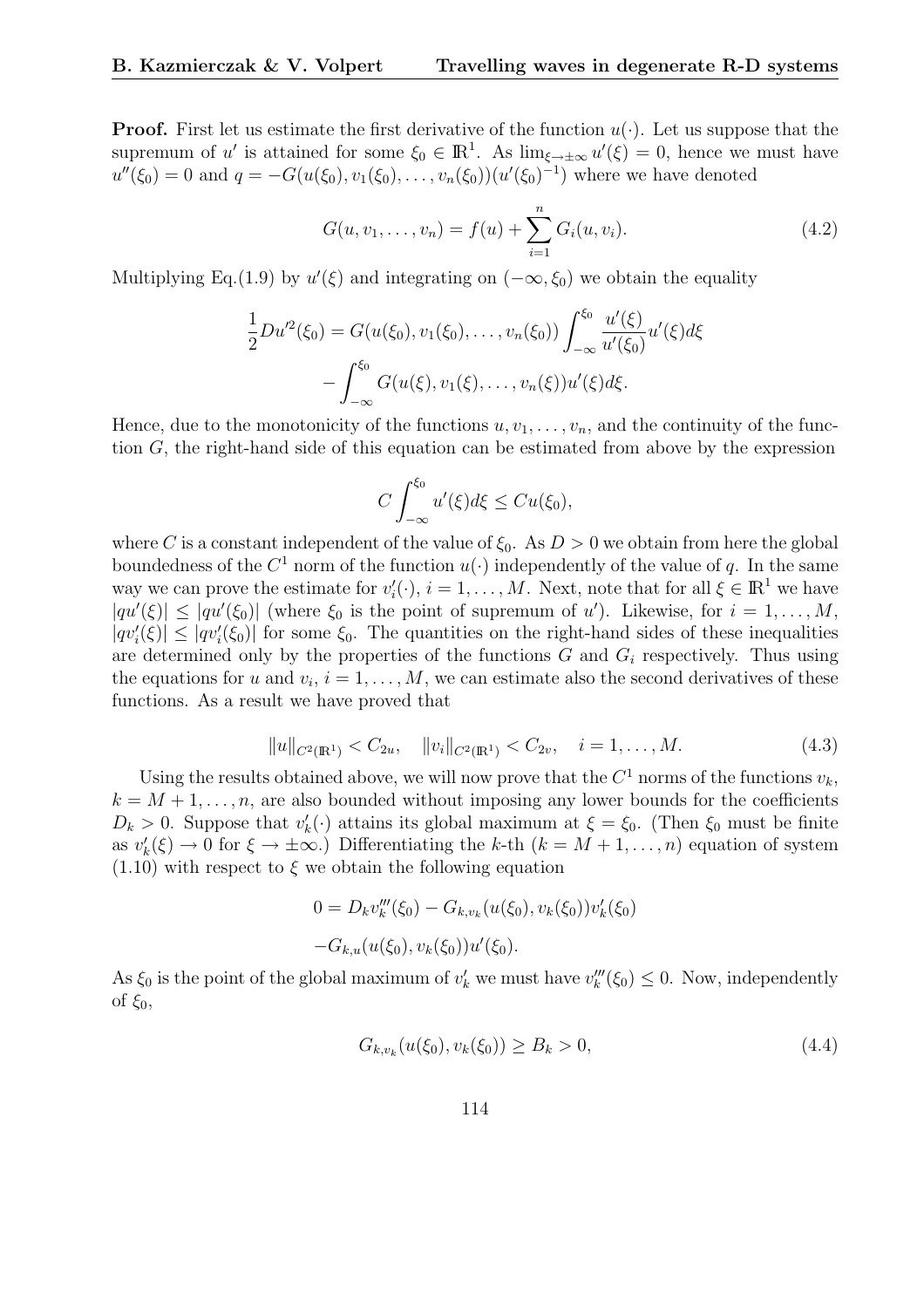**Proof.** First let us estimate the first derivative of the function $u(\cdot)$. Let us suppose that the supremum of $u'$ is attained for some $\xi_0 \in \mathbb{R}^1$. As $\lim_{\xi\to\pm\infty} u'(\xi) = 0$, hence we must have $u''(\xi_0) = 0$ and $q = -G(u(\xi_0), v_1(\xi_0), \ldots, v_n(\xi_0))(u'(\xi_0)^{-1})$ where we have denoted

$$G(u, v_1, \ldots, v_n) = f(u) + \sum_{i=1}^{n} G_i(u, v_i). \tag{4.2}$$

Multiplying Eq.(1.9) by $u'(\xi)$ and integrating on $(-\infty, \xi_0)$ we obtain the equality

$$\frac{1}{2}Du'^2(\xi_0) = G(u(\xi_0), v_1(\xi_0), \ldots, v_n(\xi_0)) \int_{-\infty}^{\xi_0} \frac{u'(\xi)}{u'(\xi_0)} u'(\xi) d\xi$$
$$- \int_{-\infty}^{\xi_0} G(u(\xi), v_1(\xi), \ldots, v_n(\xi)) u'(\xi) d\xi.$$

Hence, due to the monotonicity of the functions $u, v_1, \ldots, v_n$, and the continuity of the function $G$, the right-hand side of this equation can be estimated from above by the expression

$$C \int_{-\infty}^{\xi_0} u'(\xi) d\xi \le C u(\xi_0),$$

where $C$ is a constant independent of the value of $\xi_0$. As $D > 0$ we obtain from here the global boundedness of the $C^1$ norm of the function $u(\cdot)$ independently of the value of $q$. In the same way we can prove the estimate for $v_i'(\cdot)$, $i = 1, \ldots, M$. Next, note that for all $\xi \in \mathbb{R}^1$ we have $|qu'(\xi)| \le |qu'(\xi_0)|$ (where $\xi_0$ is the point of supremum of $u'$). Likewise, for $i = 1, \ldots, M$, $|qv_i'(\xi)| \le |qv_i'(\xi_0)|$ for some $\xi_0$. The quantities on the right-hand sides of these inequalities are determined only by the properties of the functions $G$ and $G_i$ respectively. Thus using the equations for $u$ and $v_i$, $i = 1, \ldots, M$, we can estimate also the second derivatives of these functions. As a result we have proved that

$$\|u\|_{C^2(\mathbb{R}^1)} < C_{2u}, \quad \|v_i\|_{C^2(\mathbb{R}^1)} < C_{2v}, \quad i = 1, \ldots, M. \tag{4.3}$$

Using the results obtained above, we will now prove that the $C^1$ norms of the functions $v_k$, $k = M+1, \ldots, n$, are also bounded without imposing any lower bounds for the coefficients $D_k > 0$. Suppose that $v_k'(\cdot)$ attains its global maximum at $\xi = \xi_0$. (Then $\xi_0$ must be finite as $v_k'(\xi) \to 0$ for $\xi \to \pm\infty$.) Differentiating the $k$-th ($k = M+1, \ldots, n$) equation of system (1.10) with respect to $\xi$ we obtain the following equation

$$0 = D_k v_k'''(\xi_0) - G_{k,v_k}(u(\xi_0), v_k(\xi_0)) v_k'(\xi_0)$$
$$- G_{k,u}(u(\xi_0), v_k(\xi_0)) u'(\xi_0).$$

As $\xi_0$ is the point of the global maximum of $v_k'$ we must have $v_k'''(\xi_0) \le 0$. Now, independently of $\xi_0$,

$$G_{k,v_k}(u(\xi_0), v_k(\xi_0)) \ge B_k > 0, \tag{4.4}$$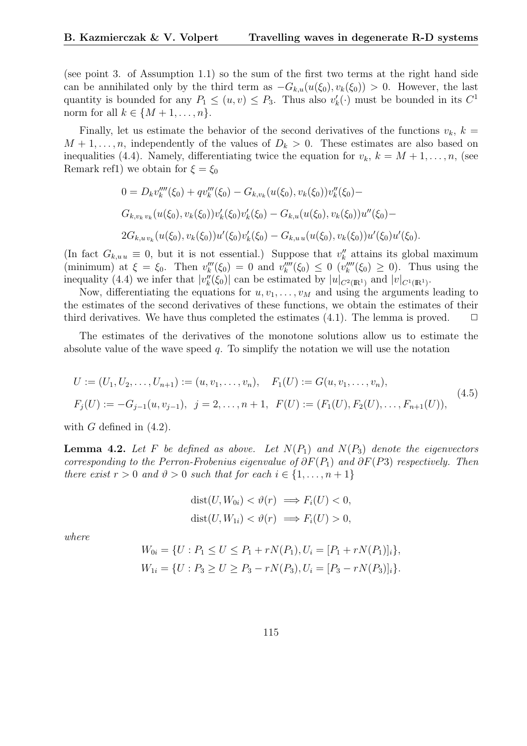(see point 3. of Assumption 1.1) so the sum of the first two terms at the right hand side can be annihilated only by the third term as $-G_{k,u}(u(\xi_0), v_k(\xi_0)) > 0$. However, the last quantity is bounded for any $P_1 \leq (u,v) \leq P_3$. Thus also $v_k'(\cdot)$ must be bounded in its $C^1$ norm for all $k \in \{M+1, \ldots, n\}$.

Finally, let us estimate the behavior of the second derivatives of the functions $v_k$, $k = M+1, \ldots, n$, independently of the values of $D_k > 0$. These estimates are also based on inequalities (4.4). Namely, differentiating twice the equation for $v_k$, $k = M+1, \ldots, n$, (see Remark ref1) we obtain for $\xi = \xi_0$

$$
\begin{aligned}
&0 = D_k v_k''''(\xi_0) + q v_k'''(\xi_0) - G_{k,v_k}(u(\xi_0), v_k(\xi_0)) v_k''(\xi_0) - \\
&G_{k,v_k v_k}(u(\xi_0), v_k(\xi_0)) v_k'(\xi_0) v_k'(\xi_0) - G_{k,u}(u(\xi_0), v_k(\xi_0)) u''(\xi_0) - \\
&2G_{k,u v_k}(u(\xi_0), v_k(\xi_0)) u'(\xi_0) v_k'(\xi_0) - G_{k,u u}(u(\xi_0), v_k(\xi_0)) u'(\xi_0) u'(\xi_0).
\end{aligned}
$$

(In fact $G_{k,u u} \equiv 0$, but it is not essential.) Suppose that $v_k''$ attains its global maximum (minimum) at $\xi = \xi_0$. Then $v_k'''(\xi_0) = 0$ and $v_k''''(\xi_0) \leq 0$ ($v_k''''(\xi_0) \geq 0$). Thus using the inequality (4.4) we infer that $|v_k''(\xi_0)|$ can be estimated by $|u|_{C^2(\mathbb{R}^1)}$ and $|v|_{C^1(\mathbb{R}^1)}$.

Now, differentiating the equations for $u, v_1, \ldots, v_M$ and using the arguments leading to the estimates of the second derivatives of these functions, we obtain the estimates of their third derivatives. We have thus completed the estimates (4.1). The lemma is proved. $\square$

The estimates of the derivatives of the monotone solutions allow us to estimate the absolute value of the wave speed $q$. To simplify the notation we will use the notation

$$
\begin{aligned}
&U := (U_1, U_2, \ldots, U_{n+1}) := (u, v_1, \ldots, v_n), \quad F_1(U) := G(u, v_1, \ldots, v_n), \\
&F_j(U) := -G_{j-1}(u, v_{j-1}), \ \ j = 2, \ldots, n+1, \ \ F(U) := (F_1(U), F_2(U), \ldots, F_{n+1}(U)),
\end{aligned}
\tag{4.5}
$$

with $G$ defined in (4.2).

**Lemma 4.2.** *Let $F$ be defined as above. Let $N(P_1)$ and $N(P_3)$ denote the eigenvectors corresponding to the Perron-Frobenius eigenvalue of $\partial F(P_1)$ and $\partial F(P3)$ respectively. Then there exist $r > 0$ and $\vartheta > 0$ such that for each $i \in \{1, \ldots, n+1\}$*

$$
\begin{aligned}
&\mathrm{dist}(U, W_{0i}) < \vartheta(r) \implies F_i(U) < 0, \\
&\mathrm{dist}(U, W_{1i}) < \vartheta(r) \implies F_i(U) > 0,
\end{aligned}
$$

*where*

$$
\begin{aligned}
&W_{0i} = \{U : P_1 \leq U \leq P_1 + rN(P_1), U_i = [P_1 + rN(P_1)]_i\}, \\
&W_{1i} = \{U : P_3 \geq U \geq P_3 - rN(P_3), U_i = [P_3 - rN(P_3)]_i\}.
\end{aligned}
$$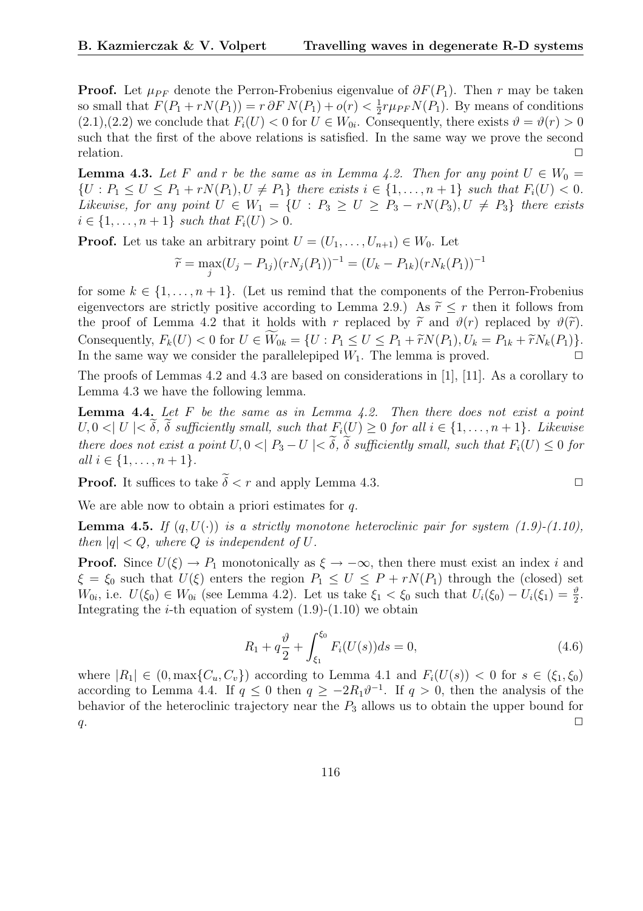**Proof.** Let $\mu_{PF}$ denote the Perron-Frobenius eigenvalue of $\partial F(P_1)$. Then $r$ may be taken so small that $F(P_1 + rN(P_1)) = r\,\partial F\, N(P_1) + o(r) < \frac{1}{2} r \mu_{PF} N(P_1)$. By means of conditions (2.1),(2.2) we conclude that $F_i(U) < 0$ for $U \in W_{0i}$. Consequently, there exists $\vartheta = \vartheta(r) > 0$ such that the first of the above relations is satisfied. In the same way we prove the second relation. $\square$

**Lemma 4.3.** *Let $F$ and $r$ be the same as in Lemma 4.2. Then for any point $U \in W_0 = \{U : P_1 \leq U \leq P_1 + rN(P_1), U \neq P_1\}$ there exists $i \in \{1, \ldots, n+1\}$ such that $F_i(U) < 0$. Likewise, for any point $U \in W_1 = \{U : P_3 \geq U \geq P_3 - rN(P_3), U \neq P_3\}$ there exists $i \in \{1, \ldots, n+1\}$ such that $F_i(U) > 0$.*

**Proof.** Let us take an arbitrary point $U = (U_1, \ldots, U_{n+1}) \in W_0$. Let

$$\widetilde{r} = \max_j (U_j - P_{1j})(rN_j(P_1))^{-1} = (U_k - P_{1k})(rN_k(P_1))^{-1}$$

for some $k \in \{1, \ldots, n+1\}$. (Let us remind that the components of the Perron-Frobenius eigenvectors are strictly positive according to Lemma 2.9.) As $\widetilde{r} \leq r$ then it follows from the proof of Lemma 4.2 that it holds with $r$ replaced by $\widetilde{r}$ and $\vartheta(r)$ replaced by $\vartheta(\widetilde{r})$. Consequently, $F_k(U) < 0$ for $U \in \widetilde{W}_{0k} = \{U : P_1 \leq U \leq P_1 + \widetilde{r}N(P_1), U_k = P_{1k} + \widetilde{r}N_k(P_1)\}$. In the same way we consider the parallelepiped $W_1$. The lemma is proved. $\square$

The proofs of Lemmas 4.2 and 4.3 are based on considerations in [1], [11]. As a corollary to Lemma 4.3 we have the following lemma.

**Lemma 4.4.** *Let $F$ be the same as in Lemma 4.2. Then there does not exist a point $U, 0 < \mid U \mid < \widetilde{\delta}$, $\widetilde{\delta}$ sufficiently small, such that $F_i(U) \geq 0$ for all $i \in \{1, \ldots, n+1\}$. Likewise there does not exist a point $U, 0 < \mid P_3 - U \mid < \widetilde{\delta}$, $\widetilde{\delta}$ sufficiently small, such that $F_i(U) \leq 0$ for all $i \in \{1, \ldots, n+1\}$.*

**Proof.** It suffices to take $\widetilde{\delta} < r$ and apply Lemma 4.3. $\square$

We are able now to obtain a priori estimates for $q$.

**Lemma 4.5.** *If $(q, U(\cdot))$ is a strictly monotone heteroclinic pair for system (1.9)-(1.10), then $|q| < Q$, where $Q$ is independent of $U$.*

**Proof.** Since $U(\xi) \to P_1$ monotonically as $\xi \to -\infty$, then there must exist an index $i$ and $\xi = \xi_0$ such that $U(\xi)$ enters the region $P_1 \leq U \leq P + rN(P_1)$ through the (closed) set $W_{0i}$, i.e. $U(\xi_0) \in W_{0i}$ (see Lemma 4.2). Let us take $\xi_1 < \xi_0$ such that $U_i(\xi_0) - U_i(\xi_1) = \frac{\vartheta}{2}$. Integrating the $i$-th equation of system (1.9)-(1.10) we obtain

$$R_1 + q\frac{\vartheta}{2} + \int_{\xi_1}^{\xi_0} F_i(U(s))ds = 0, \tag{4.6}$$

where $|R_1| \in (0, \max\{C_u, C_v\})$ according to Lemma 4.1 and $F_i(U(s)) < 0$ for $s \in (\xi_1, \xi_0)$ according to Lemma 4.4. If $q \leq 0$ then $q \geq -2R_1\vartheta^{-1}$. If $q > 0$, then the analysis of the behavior of the heteroclinic trajectory near the $P_3$ allows us to obtain the upper bound for $q$. $\square$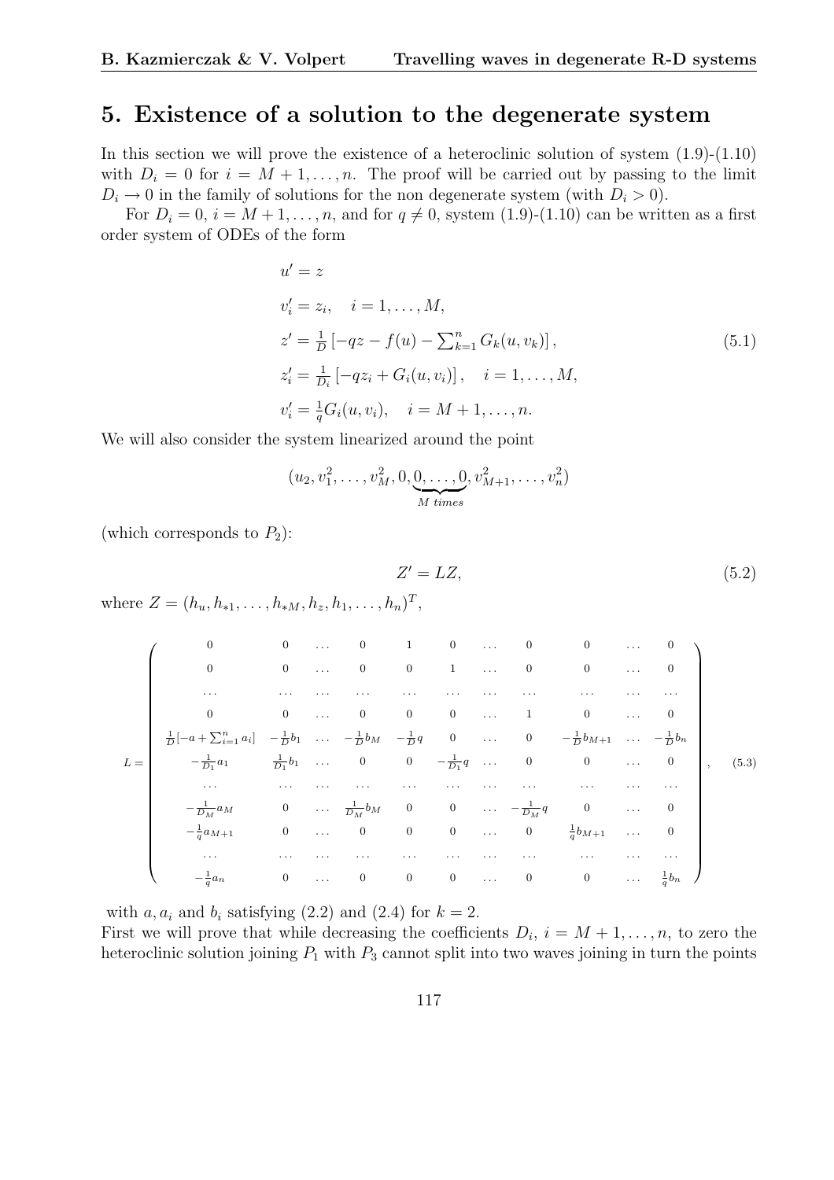## 5. Existence of a solution to the degenerate system

In this section we will prove the existence of a heteroclinic solution of system (1.9)-(1.10) with $D_i = 0$ for $i = M+1, \ldots, n$. The proof will be carried out by passing to the limit $D_i \to 0$ in the family of solutions for the non degenerate system (with $D_i > 0$).

For $D_i = 0$, $i = M+1, \ldots, n$, and for $q \neq 0$, system (1.9)-(1.10) can be written as a first order system of ODEs of the form

$$
\begin{aligned}
&u' = z \\
&v_i' = z_i, \quad i = 1, \ldots, M, \\
&z' = \tfrac{1}{D}\left[-qz - f(u) - \textstyle\sum_{k=1}^{n} G_k(u, v_k)\right], \\
&z_i' = \tfrac{1}{D_i}\left[-qz_i + G_i(u, v_i)\right], \quad i = 1, \ldots, M, \\
&v_i' = \tfrac{1}{q} G_i(u, v_i), \quad i = M+1, \ldots, n.
\end{aligned}
\tag{5.1}
$$

We will also consider the system linearized around the point

$$
(u_2, v_1^2, \ldots, v_M^2, 0, \underbrace{0, \ldots, 0}_{M \ times}, v_{M+1}^2, \ldots, v_n^2)
$$

(which corresponds to $P_2$):

$$
Z' = LZ, \tag{5.2}
$$

where $Z = (h_u, h_{*1}, \ldots, h_{*M}, h_z, h_1, \ldots, h_n)^T$,

$$
L = \begin{pmatrix}
0 & 0 & \ldots & 0 & 1 & 0 & \ldots & 0 & 0 & \ldots & 0 \\
0 & 0 & \ldots & 0 & 0 & 1 & \ldots & 0 & 0 & \ldots & 0 \\
\ldots & \ldots & \ldots & \ldots & \ldots & \ldots & \ldots & \ldots & \ldots & \ldots & \ldots \\
0 & 0 & \ldots & 0 & 0 & 0 & \ldots & 1 & 0 & \ldots & 0 \\
\frac{1}{D}[-a + \sum_{i=1}^{n} a_i] & -\frac{1}{D} b_1 & \ldots & -\frac{1}{D} b_M & -\frac{1}{D} q & 0 & \ldots & 0 & -\frac{1}{D} b_{M+1} & \ldots & -\frac{1}{D} b_n \\
-\frac{1}{D_1} a_1 & \frac{1}{D_1} b_1 & \ldots & 0 & 0 & -\frac{1}{D_1} q & \ldots & 0 & 0 & \ldots & 0 \\
\ldots & \ldots & \ldots & \ldots & \ldots & \ldots & \ldots & \ldots & \ldots & \ldots & \ldots \\
-\frac{1}{D_M} a_M & 0 & \ldots & \frac{1}{D_M} b_M & 0 & 0 & \ldots & -\frac{1}{D_M} q & 0 & \ldots & 0 \\
-\frac{1}{q} a_{M+1} & 0 & \ldots & 0 & 0 & 0 & \ldots & 0 & \frac{1}{q} b_{M+1} & \ldots & 0 \\
\ldots & \ldots & \ldots & \ldots & \ldots & \ldots & \ldots & \ldots & \ldots & \ldots & \ldots \\
-\frac{1}{q} a_n & 0 & \ldots & 0 & 0 & 0 & \ldots & 0 & 0 & \ldots & \frac{1}{q} b_n
\end{pmatrix}, \tag{5.3}
$$

with $a, a_i$ and $b_i$ satisfying (2.2) and (2.4) for $k = 2$.
First we will prove that while decreasing the coefficients $D_i$, $i = M+1, \ldots, n$, to zero the heteroclinic solution joining $P_1$ with $P_3$ cannot split into two waves joining in turn the points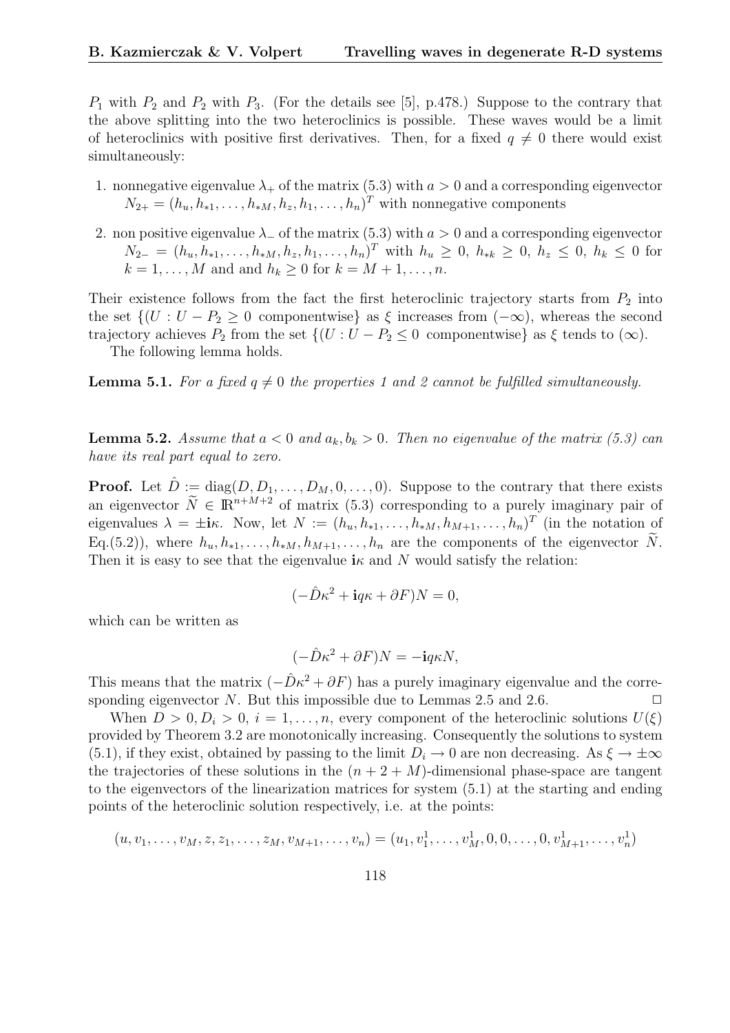$P_1$ with $P_2$ and $P_2$ with $P_3$. (For the details see [5], p.478.) Suppose to the contrary that the above splitting into the two heteroclinics is possible. These waves would be a limit of heteroclinics with positive first derivatives. Then, for a fixed $q \neq 0$ there would exist simultaneously:

1. nonnegative eigenvalue $\lambda_+$ of the matrix (5.3) with $a > 0$ and a corresponding eigenvector $N_{2+} = (h_u, h_{*1}, \ldots, h_{*M}, h_z, h_1, \ldots, h_n)^T$ with nonnegative components
2. non positive eigenvalue $\lambda_-$ of the matrix (5.3) with $a > 0$ and a corresponding eigenvector $N_{2-} = (h_u, h_{*1}, \ldots, h_{*M}, h_z, h_1, \ldots, h_n)^T$ with $h_u \geq 0$, $h_{*k} \geq 0$, $h_z \leq 0$, $h_k \leq 0$ for $k = 1, \ldots, M$ and and $h_k \geq 0$ for $k = M+1, \ldots, n$.

Their existence follows from the fact the first heteroclinic trajectory starts from $P_2$ into the set $\{(U : U - P_2 \geq 0$ componentwise$\}$ as $\xi$ increases from $(-\infty)$, whereas the second trajectory achieves $P_2$ from the set $\{(U : U - P_2 \leq 0$ componentwise$\}$ as $\xi$ tends to $(\infty)$.

The following lemma holds.

**Lemma 5.1.** *For a fixed $q \neq 0$ the properties 1 and 2 cannot be fulfilled simultaneously.*

**Lemma 5.2.** *Assume that $a < 0$ and $a_k, b_k > 0$. Then no eigenvalue of the matrix (5.3) can have its real part equal to zero.*

**Proof.** Let $\hat{D} := \mathrm{diag}(D, D_1, \ldots, D_M, 0, \ldots, 0)$. Suppose to the contrary that there exists an eigenvector $\widetilde{N} \in \mathbb{R}^{n+M+2}$ of matrix (5.3) corresponding to a purely imaginary pair of eigenvalues $\lambda = \pm \mathbf{i}\kappa$. Now, let $N := (h_u, h_{*1}, \ldots, h_{*M}, h_{M+1}, \ldots, h_n)^T$ (in the notation of Eq.(5.2)), where $h_u, h_{*1}, \ldots, h_{*M}, h_{M+1}, \ldots, h_n$ are the components of the eigenvector $\widetilde{N}$. Then it is easy to see that the eigenvalue $\mathbf{i}\kappa$ and $N$ would satisfy the relation:

$$(-\hat{D}\kappa^2 + \mathbf{i}q\kappa + \partial F)N = 0,$$

which can be written as

$$(-\hat{D}\kappa^2 + \partial F)N = -\mathbf{i}q\kappa N,$$

This means that the matrix $(-\hat{D}\kappa^2 + \partial F)$ has a purely imaginary eigenvalue and the corresponding eigenvector $N$. But this impossible due to Lemmas 2.5 and 2.6. $\Box$

When $D > 0, D_i > 0$, $i = 1, \ldots, n$, every component of the heteroclinic solutions $U(\xi)$ provided by Theorem 3.2 are monotonically increasing. Consequently the solutions to system (5.1), if they exist, obtained by passing to the limit $D_i \to 0$ are non decreasing. As $\xi \to \pm\infty$ the trajectories of these solutions in the $(n+2+M)$-dimensional phase-space are tangent to the eigenvectors of the linearization matrices for system (5.1) at the starting and ending points of the heteroclinic solution respectively, i.e. at the points:

$$(u, v_1, \ldots, v_M, z, z_1, \ldots, z_M, v_{M+1}, \ldots, v_n) = (u_1, v_1^1, \ldots, v_M^1, 0, 0, \ldots, 0, v_{M+1}^1, \ldots, v_n^1)$$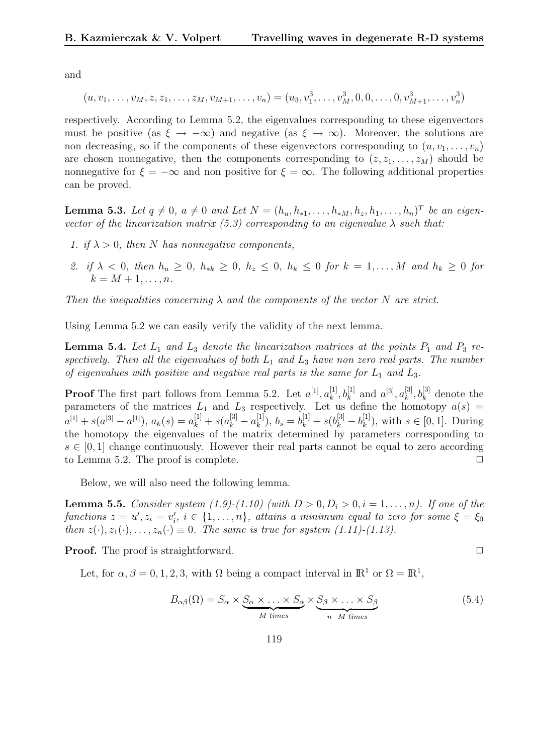and

$$(u, v_1, \ldots, v_M, z, z_1, \ldots, z_M, v_{M+1}, \ldots, v_n) = (u_3, v_1^3, \ldots, v_M^3, 0, 0, \ldots, 0, v_{M+1}^3, \ldots, v_n^3)$$

respectively. According to Lemma 5.2, the eigenvalues corresponding to these eigenvectors must be positive (as $\xi \to -\infty$) and negative (as $\xi \to \infty$). Moreover, the solutions are non decreasing, so if the components of these eigenvectors corresponding to $(u, v_1, \ldots, v_n)$ are chosen nonnegative, then the components corresponding to $(z, z_1, \ldots, z_M)$ should be nonnegative for $\xi = -\infty$ and non positive for $\xi = \infty$. The following additional properties can be proved.

**Lemma 5.3.** *Let $q \neq 0$, $a \neq 0$ and Let $N = (h_u, h_{*1}, \ldots, h_{*M}, h_z, h_1, \ldots, h_n)^T$ be an eigenvector of the linearization matrix (5.3) corresponding to an eigenvalue $\lambda$ such that:*

1. *if $\lambda > 0$, then $N$ has nonnegative components,*
2. *if $\lambda < 0$, then $h_u \geq 0$, $h_{*k} \geq 0$, $h_z \leq 0$, $h_k \leq 0$ for $k = 1, \ldots, M$ and $h_k \geq 0$ for $k = M+1, \ldots, n$.*

*Then the inequalities concerning $\lambda$ and the components of the vector $N$ are strict.*

Using Lemma 5.2 we can easily verify the validity of the next lemma.

**Lemma 5.4.** *Let $L_1$ and $L_3$ denote the linearization matrices at the points $P_1$ and $P_3$ respectively. Then all the eigenvalues of both $L_1$ and $L_3$ have non zero real parts. The number of eigenvalues with positive and negative real parts is the same for $L_1$ and $L_3$.*

**Proof** The first part follows from Lemma 5.2. Let $a^{[1]}, a_k^{[1]}, b_k^{[1]}$ and $a^{[3]}, a_k^{[3]}, b_k^{[3]}$ denote the parameters of the matrices $L_1$ and $L_3$ respectively. Let us define the homotopy $a(s) = a^{[1]} + s(a^{[3]} - a^{[1]})$, $a_k(s) = a_k^{[1]} + s(a_k^{[3]} - a_k^{[1]})$, $b_s = b_k^{[1]} + s(b_k^{[3]} - b_k^{[1]})$, with $s \in [0, 1]$. During the homotopy the eigenvalues of the matrix determined by parameters corresponding to $s \in [0, 1]$ change continuously. However their real parts cannot be equal to zero according to Lemma 5.2. The proof is complete. ◻

Below, we will also need the following lemma.

**Lemma 5.5.** *Consider system (1.9)-(1.10) (with $D > 0, D_i > 0, i = 1, \ldots, n$). If one of the functions $z = u', z_i = v_i'$, $i \in \{1, \ldots, n\}$, attains a minimum equal to zero for some $\xi = \xi_0$ then $z(\cdot), z_1(\cdot), \ldots, z_n(\cdot) \equiv 0$. The same is true for system (1.11)-(1.13).*

**Proof.** The proof is straightforward. ◻

Let, for $\alpha, \beta = 0, 1, 2, 3$, with $\Omega$ being a compact interval in $\mathbb{R}^1$ or $\Omega = \mathbb{R}^1$,

$$B_{\alpha\beta}(\Omega) = S_\alpha \times \underbrace{S_\alpha \times \ldots \times S_\alpha}_{M \ times} \times \underbrace{S_\beta \times \ldots \times S_\beta}_{n-M \ times} \tag{5.4}$$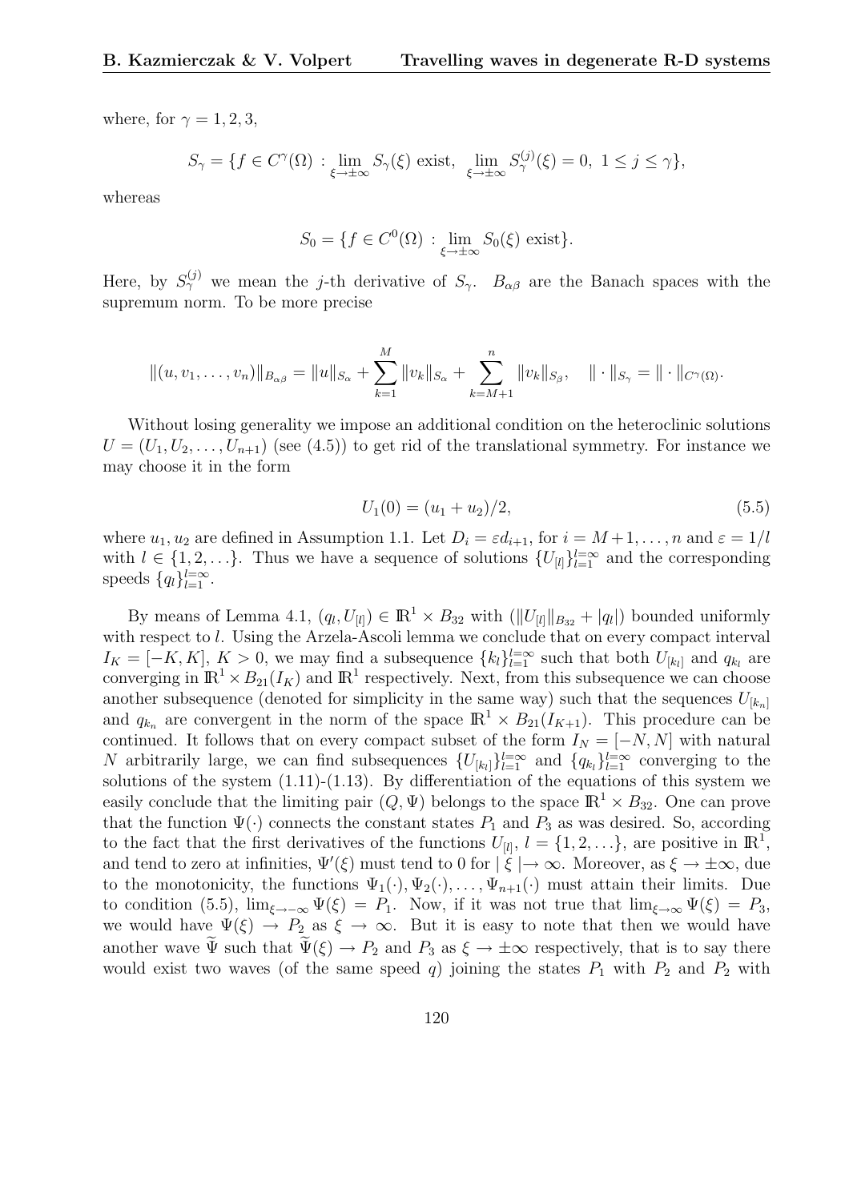where, for $\gamma = 1, 2, 3$,

$$S_\gamma = \{f \in C^\gamma(\Omega) : \lim_{\xi \to \pm\infty} S_\gamma(\xi) \text{ exist}, \lim_{\xi \to \pm\infty} S_\gamma^{(j)}(\xi) = 0, \ 1 \le j \le \gamma\},$$

whereas

$$S_0 = \{f \in C^0(\Omega) : \lim_{\xi \to \pm\infty} S_0(\xi) \text{ exist}\}.$$

Here, by $S_\gamma^{(j)}$ we mean the $j$-th derivative of $S_\gamma$. $B_{\alpha\beta}$ are the Banach spaces with the supremum norm. To be more precise

$$\|(u, v_1, \ldots, v_n)\|_{B_{\alpha\beta}} = \|u\|_{S_\alpha} + \sum_{k=1}^{M} \|v_k\|_{S_\alpha} + \sum_{k=M+1}^{n} \|v_k\|_{S_\beta}, \quad \|\cdot\|_{S_\gamma} = \|\cdot\|_{C^\gamma(\Omega)}.$$

Without losing generality we impose an additional condition on the heteroclinic solutions $U = (U_1, U_2, \ldots, U_{n+1})$ (see (4.5)) to get rid of the translational symmetry. For instance we may choose it in the form

$$U_1(0) = (u_1 + u_2)/2, \tag{5.5}$$

where $u_1, u_2$ are defined in Assumption 1.1. Let $D_i = \varepsilon d_{i+1}$, for $i = M+1, \ldots, n$ and $\varepsilon = 1/l$ with $l \in \{1, 2, \ldots\}$. Thus we have a sequence of solutions $\{U_{[l]}\}_{l=1}^{l=\infty}$ and the corresponding speeds $\{q_l\}_{l=1}^{l=\infty}$.

By means of Lemma 4.1, $(q_l, U_{[l]}) \in \mathbb{R}^1 \times B_{32}$ with $(\|U_{[l]}\|_{B_{32}} + |q_l|)$ bounded uniformly with respect to $l$. Using the Arzela-Ascoli lemma we conclude that on every compact interval $I_K = [-K, K]$, $K > 0$, we may find a subsequence $\{k_l\}_{l=1}^{l=\infty}$ such that both $U_{[k_l]}$ and $q_{k_l}$ are converging in $\mathbb{R}^1 \times B_{21}(I_K)$ and $\mathbb{R}^1$ respectively. Next, from this subsequence we can choose another subsequence (denoted for simplicity in the same way) such that the sequences $U_{[k_n]}$ and $q_{k_n}$ are convergent in the norm of the space $\mathbb{R}^1 \times B_{21}(I_{K+1})$. This procedure can be continued. It follows that on every compact subset of the form $I_N = [-N, N]$ with natural $N$ arbitrarily large, we can find subsequences $\{U_{[k_l]}\}_{l=1}^{l=\infty}$ and $\{q_{k_l}\}_{l=1}^{l=\infty}$ converging to the solutions of the system (1.11)-(1.13). By differentiation of the equations of this system we easily conclude that the limiting pair $(Q, \Psi)$ belongs to the space $\mathbb{R}^1 \times B_{32}$. One can prove that the function $\Psi(\cdot)$ connects the constant states $P_1$ and $P_3$ as was desired. So, according to the fact that the first derivatives of the functions $U_{[l]}$, $l = \{1, 2, \ldots\}$, are positive in $\mathbb{R}^1$, and tend to zero at infinities, $\Psi'(\xi)$ must tend to 0 for $|\xi| \to \infty$. Moreover, as $\xi \to \pm\infty$, due to the monotonicity, the functions $\Psi_1(\cdot), \Psi_2(\cdot), \ldots, \Psi_{n+1}(\cdot)$ must attain their limits. Due to condition (5.5), $\lim_{\xi \to -\infty} \Psi(\xi) = P_1$. Now, if it was not true that $\lim_{\xi \to \infty} \Psi(\xi) = P_3$, we would have $\Psi(\xi) \to P_2$ as $\xi \to \infty$. But it is easy to note that then we would have another wave $\widetilde{\Psi}$ such that $\widetilde{\Psi}(\xi) \to P_2$ and $P_3$ as $\xi \to \pm\infty$ respectively, that is to say there would exist two waves (of the same speed $q$) joining the states $P_1$ with $P_2$ and $P_2$ with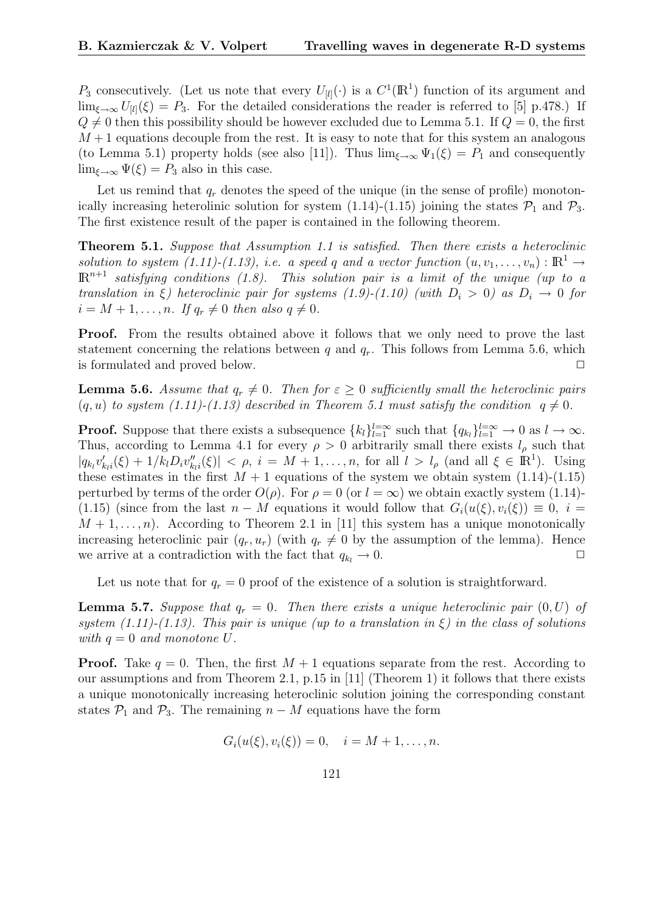$P_3$ consecutively. (Let us note that every $U_{[l]}(\cdot)$ is a $C^1(\mathbb{R}^1)$ function of its argument and $\lim_{\xi\to\infty} U_{[l]}(\xi) = P_3$. For the detailed considerations the reader is referred to [5] p.478.) If $Q \neq 0$ then this possibility should be however excluded due to Lemma 5.1. If $Q = 0$, the first $M+1$ equations decouple from the rest. It is easy to note that for this system an analogous (to Lemma 5.1) property holds (see also [11]). Thus $\lim_{\xi\to\infty} \Psi_1(\xi) = P_1$ and consequently $\lim_{\xi\to\infty} \Psi(\xi) = P_3$ also in this case.

Let us remind that $q_r$ denotes the speed of the unique (in the sense of profile) monotonically increasing heterolinic solution for system (1.14)-(1.15) joining the states $\mathcal{P}_1$ and $\mathcal{P}_3$. The first existence result of the paper is contained in the following theorem.

**Theorem 5.1.** *Suppose that Assumption 1.1 is satisfied. Then there exists a heteroclinic solution to system (1.11)-(1.13), i.e. a speed $q$ and a vector function $(u, v_1, \ldots, v_n) : \mathbb{R}^1 \to \mathbb{R}^{n+1}$ satisfying conditions (1.8). This solution pair is a limit of the unique (up to a translation in $\xi$) heteroclinic pair for systems (1.9)-(1.10) (with $D_i > 0$) as $D_i \to 0$ for $i = M+1, \ldots, n$. If $q_r \neq 0$ then also $q \neq 0$.*

**Proof.** From the results obtained above it follows that we only need to prove the last statement concerning the relations between $q$ and $q_r$. This follows from Lemma 5.6, which is formulated and proved below. $\square$

**Lemma 5.6.** *Assume that $q_r \neq 0$. Then for $\varepsilon \geq 0$ sufficiently small the heteroclinic pairs $(q, u)$ to system (1.11)-(1.13) described in Theorem 5.1 must satisfy the condition $q \neq 0$.*

**Proof.** Suppose that there exists a subsequence $\{k_l\}_{l=1}^{l=\infty}$ such that $\{q_{k_l}\}_{l=1}^{l=\infty} \to 0$ as $l \to \infty$. Thus, according to Lemma 4.1 for every $\rho > 0$ arbitrarily small there exists $l_\rho$ such that $|q_{k_l} v'_{k_l i}(\xi) + 1/k_l D_i v''_{k_l i}(\xi)| < \rho$, $i = M+1, \ldots, n$, for all $l > l_\rho$ (and all $\xi \in \mathbb{R}^1$). Using these estimates in the first $M+1$ equations of the system we obtain system (1.14)-(1.15) perturbed by terms of the order $O(\rho)$. For $\rho = 0$ (or $l = \infty$) we obtain exactly system (1.14)-(1.15) (since from the last $n-M$ equations it would follow that $G_i(u(\xi), v_i(\xi)) \equiv 0$, $i = M+1, \ldots, n$). According to Theorem 2.1 in [11] this system has a unique monotonically increasing heteroclinic pair $(q_r, u_r)$ (with $q_r \neq 0$ by the assumption of the lemma). Hence we arrive at a contradiction with the fact that $q_{k_l} \to 0$. $\square$

Let us note that for $q_r = 0$ proof of the existence of a solution is straightforward.

**Lemma 5.7.** *Suppose that $q_r = 0$. Then there exists a unique heteroclinic pair $(0, U)$ of system (1.11)-(1.13). This pair is unique (up to a translation in $\xi$) in the class of solutions with $q = 0$ and monotone $U$.*

**Proof.** Take $q = 0$. Then, the first $M+1$ equations separate from the rest. According to our assumptions and from Theorem 2.1, p.15 in [11] (Theorem 1) it follows that there exists a unique monotonically increasing heteroclinic solution joining the corresponding constant states $\mathcal{P}_1$ and $\mathcal{P}_3$. The remaining $n-M$ equations have the form

$$G_i(u(\xi), v_i(\xi)) = 0, \quad i = M+1, \ldots, n.$$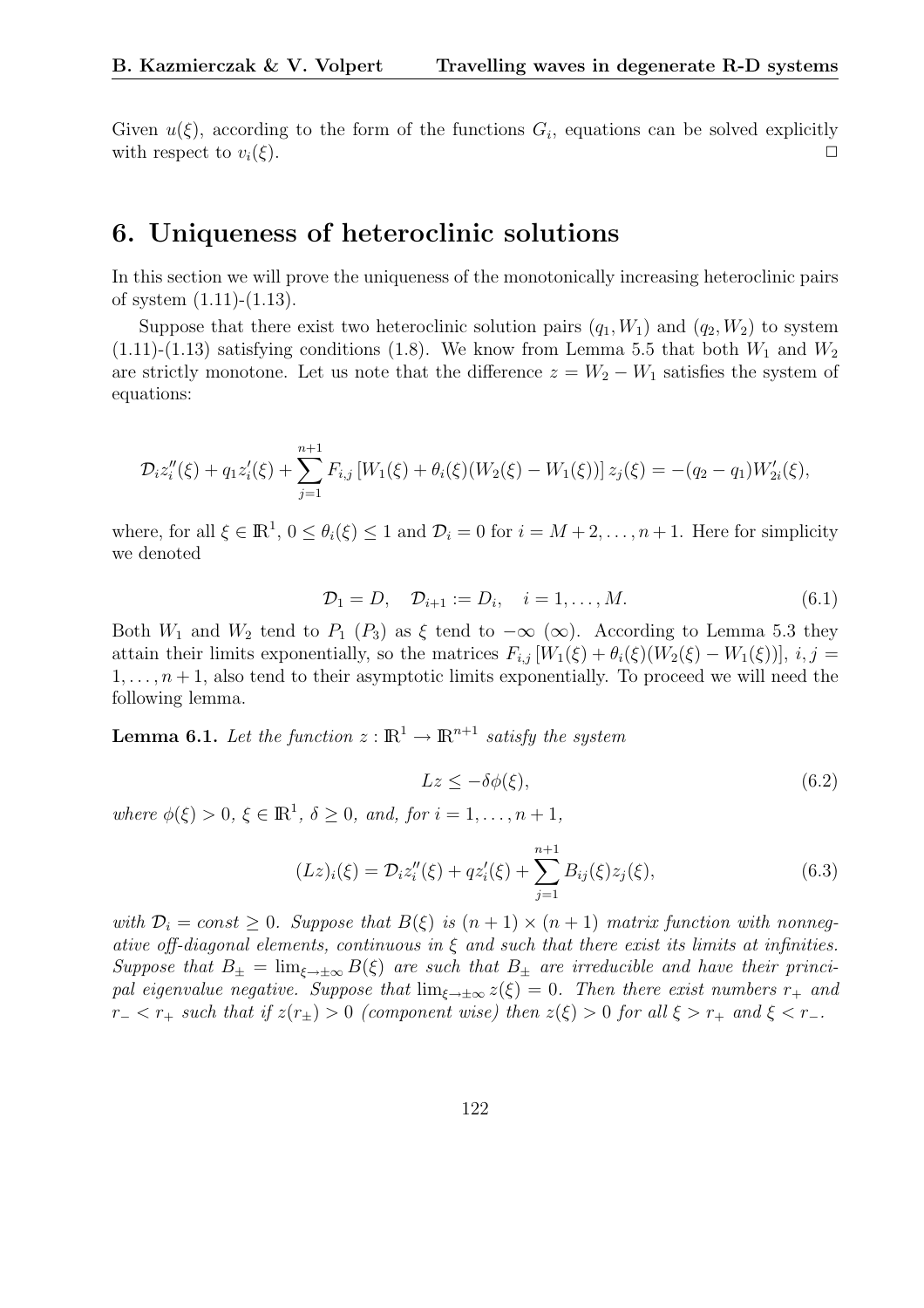Given $u(\xi)$, according to the form of the functions $G_i$, equations can be solved explicitly with respect to $v_i(\xi)$. $\square$

## 6. Uniqueness of heteroclinic solutions

In this section we will prove the uniqueness of the monotonically increasing heteroclinic pairs of system (1.11)-(1.13).

Suppose that there exist two heteroclinic solution pairs $(q_1, W_1)$ and $(q_2, W_2)$ to system (1.11)-(1.13) satisfying conditions (1.8). We know from Lemma 5.5 that both $W_1$ and $W_2$ are strictly monotone. Let us note that the difference $z = W_2 - W_1$ satisfies the system of equations:

$$
\mathcal{D}_i z_i''(\xi) + q_1 z_i'(\xi) + \sum_{j=1}^{n+1} F_{i,j}\left[W_1(\xi) + \theta_i(\xi)(W_2(\xi) - W_1(\xi))\right] z_j(\xi) = -(q_2 - q_1) W_{2i}'(\xi),
$$

where, for all $\xi \in \mathbb{R}^1$, $0 \leq \theta_i(\xi) \leq 1$ and $\mathcal{D}_i = 0$ for $i = M+2, \ldots, n+1$. Here for simplicity we denoted

$$
\mathcal{D}_1 = D, \quad \mathcal{D}_{i+1} := D_i, \quad i = 1, \ldots, M. \tag{6.1}
$$

Both $W_1$ and $W_2$ tend to $P_1$ ($P_3$) as $\xi$ tend to $-\infty$ ($\infty$). According to Lemma 5.3 they attain their limits exponentially, so the matrices $F_{i,j}\left[W_1(\xi) + \theta_i(\xi)(W_2(\xi) - W_1(\xi))\right]$, $i, j = 1, \ldots, n+1$, also tend to their asymptotic limits exponentially. To proceed we will need the following lemma.

**Lemma 6.1.** *Let the function $z : \mathbb{R}^1 \to \mathbb{R}^{n+1}$ satisfy the system*

$$
Lz \leq -\delta \phi(\xi), \tag{6.2}
$$

*where $\phi(\xi) > 0$, $\xi \in \mathbb{R}^1$, $\delta \geq 0$, and, for $i = 1, \ldots, n+1$,*

$$
(Lz)_i(\xi) = \mathcal{D}_i z_i''(\xi) + q z_i'(\xi) + \sum_{j=1}^{n+1} B_{ij}(\xi) z_j(\xi), \tag{6.3}
$$

*with $\mathcal{D}_i = const \geq 0$. Suppose that $B(\xi)$ is $(n+1) \times (n+1)$ matrix function with nonnegative off-diagonal elements, continuous in $\xi$ and such that there exist its limits at infinities. Suppose that $B_\pm = \lim_{\xi \to \pm\infty} B(\xi)$ are such that $B_\pm$ are irreducible and have their principal eigenvalue negative. Suppose that $\lim_{\xi \to \pm\infty} z(\xi) = 0$. Then there exist numbers $r_+$ and $r_- < r_+$ such that if $z(r_\pm) > 0$ (component wise) then $z(\xi) > 0$ for all $\xi > r_+$ and $\xi < r_-$.*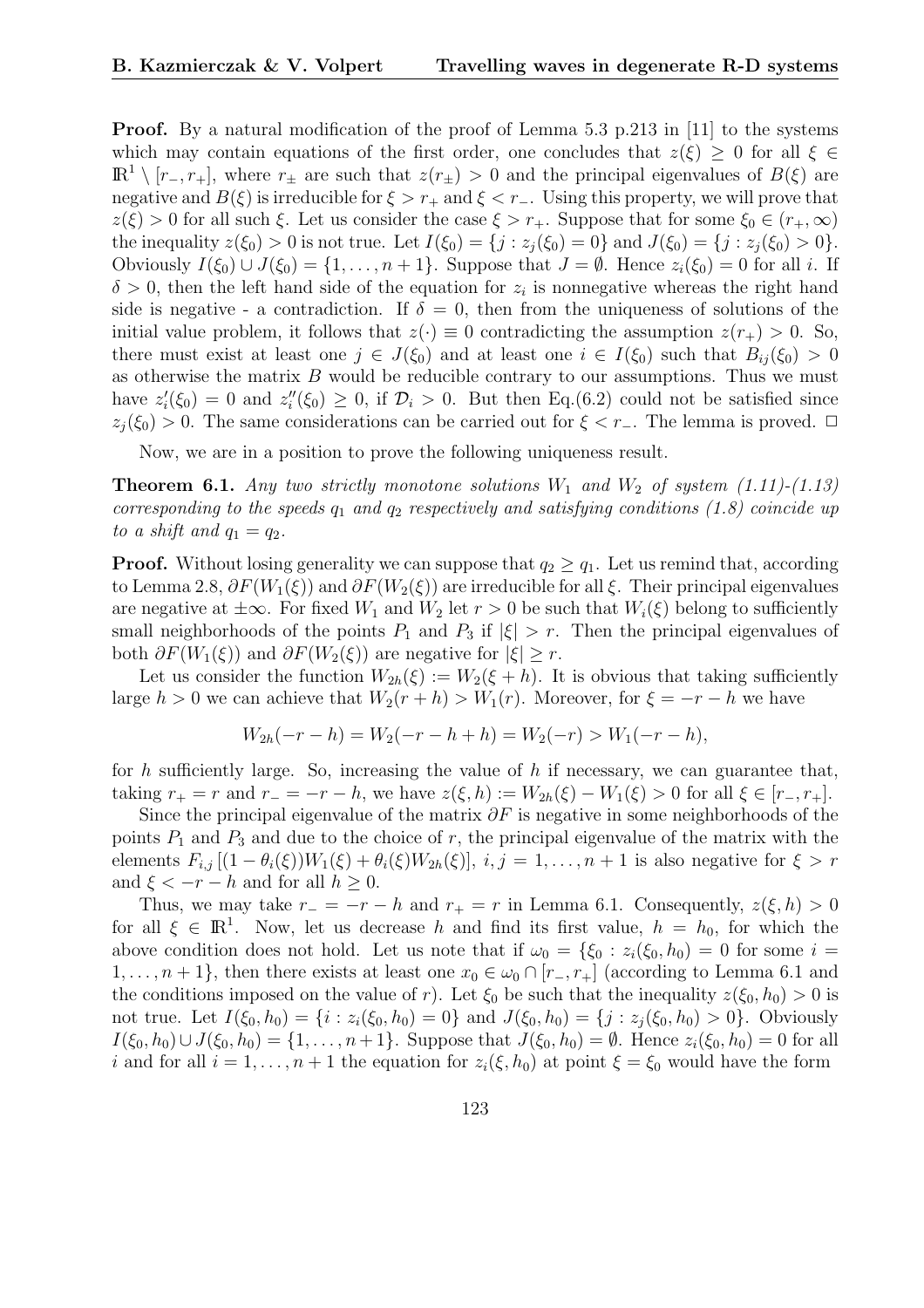**Proof.** By a natural modification of the proof of Lemma 5.3 p.213 in [11] to the systems which may contain equations of the first order, one concludes that $z(\xi) \geq 0$ for all $\xi \in \mathbb{R}^1 \setminus [r_-, r_+]$, where $r_\pm$ are such that $z(r_\pm) > 0$ and the principal eigenvalues of $B(\xi)$ are negative and $B(\xi)$ is irreducible for $\xi > r_+$ and $\xi < r_-$. Using this property, we will prove that $z(\xi) > 0$ for all such $\xi$. Let us consider the case $\xi > r_+$. Suppose that for some $\xi_0 \in (r_+, \infty)$ the inequality $z(\xi_0) > 0$ is not true. Let $I(\xi_0) = \{j : z_j(\xi_0) = 0\}$ and $J(\xi_0) = \{j : z_j(\xi_0) > 0\}$. Obviously $I(\xi_0) \cup J(\xi_0) = \{1, \ldots, n+1\}$. Suppose that $J = \emptyset$. Hence $z_i(\xi_0) = 0$ for all $i$. If $\delta > 0$, then the left hand side of the equation for $z_i$ is nonnegative whereas the right hand side is negative - a contradiction. If $\delta = 0$, then from the uniqueness of solutions of the initial value problem, it follows that $z(\cdot) \equiv 0$ contradicting the assumption $z(r_+) > 0$. So, there must exist at least one $j \in J(\xi_0)$ and at least one $i \in I(\xi_0)$ such that $B_{ij}(\xi_0) > 0$ as otherwise the matrix $B$ would be reducible contrary to our assumptions. Thus we must have $z_i'(\xi_0) = 0$ and $z_i''(\xi_0) \geq 0$, if $\mathcal{D}_i > 0$. But then Eq.(6.2) could not be satisfied since $z_j(\xi_0) > 0$. The same considerations can be carried out for $\xi < r_-$. The lemma is proved. $\Box$

Now, we are in a position to prove the following uniqueness result.

**Theorem 6.1.** *Any two strictly monotone solutions $W_1$ and $W_2$ of system (1.11)-(1.13) corresponding to the speeds $q_1$ and $q_2$ respectively and satisfying conditions (1.8) coincide up to a shift and $q_1 = q_2$.*

**Proof.** Without losing generality we can suppose that $q_2 \geq q_1$. Let us remind that, according to Lemma 2.8, $\partial F(W_1(\xi))$ and $\partial F(W_2(\xi))$ are irreducible for all $\xi$. Their principal eigenvalues are negative at $\pm\infty$. For fixed $W_1$ and $W_2$ let $r > 0$ be such that $W_i(\xi)$ belong to sufficiently small neighborhoods of the points $P_1$ and $P_3$ if $|\xi| > r$. Then the principal eigenvalues of both $\partial F(W_1(\xi))$ and $\partial F(W_2(\xi))$ are negative for $|\xi| \geq r$.

Let us consider the function $W_{2h}(\xi) := W_2(\xi + h)$. It is obvious that taking sufficiently large $h > 0$ we can achieve that $W_2(r + h) > W_1(r)$. Moreover, for $\xi = -r - h$ we have

$$W_{2h}(-r-h) = W_2(-r-h+h) = W_2(-r) > W_1(-r-h),$$

for $h$ sufficiently large. So, increasing the value of $h$ if necessary, we can guarantee that, taking $r_+ = r$ and $r_- = -r - h$, we have $z(\xi, h) := W_{2h}(\xi) - W_1(\xi) > 0$ for all $\xi \in [r_-, r_+]$.

Since the principal eigenvalue of the matrix $\partial F$ is negative in some neighborhoods of the points $P_1$ and $P_3$ and due to the choice of $r$, the principal eigenvalue of the matrix with the elements $F_{i,j}\left[(1 - \theta_i(\xi))W_1(\xi) + \theta_i(\xi)W_{2h}(\xi)\right]$, $i, j = 1, \ldots, n+1$ is also negative for $\xi > r$ and $\xi < -r - h$ and for all $h \geq 0$.

Thus, we may take $r_- = -r - h$ and $r_+ = r$ in Lemma 6.1. Consequently, $z(\xi, h) > 0$ for all $\xi \in \mathbb{R}^1$. Now, let us decrease $h$ and find its first value, $h = h_0$, for which the above condition does not hold. Let us note that if $\omega_0 = \{\xi_0 : z_i(\xi_0, h_0) = 0$ for some $i = 1, \ldots, n+1\}$, then there exists at least one $x_0 \in \omega_0 \cap [r_-, r_+]$ (according to Lemma 6.1 and the conditions imposed on the value of $r$). Let $\xi_0$ be such that the inequality $z(\xi_0, h_0) > 0$ is not true. Let $I(\xi_0, h_0) = \{i : z_i(\xi_0, h_0) = 0\}$ and $J(\xi_0, h_0) = \{j : z_j(\xi_0, h_0) > 0\}$. Obviously $I(\xi_0, h_0) \cup J(\xi_0, h_0) = \{1, \ldots, n+1\}$. Suppose that $J(\xi_0, h_0) = \emptyset$. Hence $z_i(\xi_0, h_0) = 0$ for all $i$ and for all $i = 1, \ldots, n+1$ the equation for $z_i(\xi, h_0)$ at point $\xi = \xi_0$ would have the form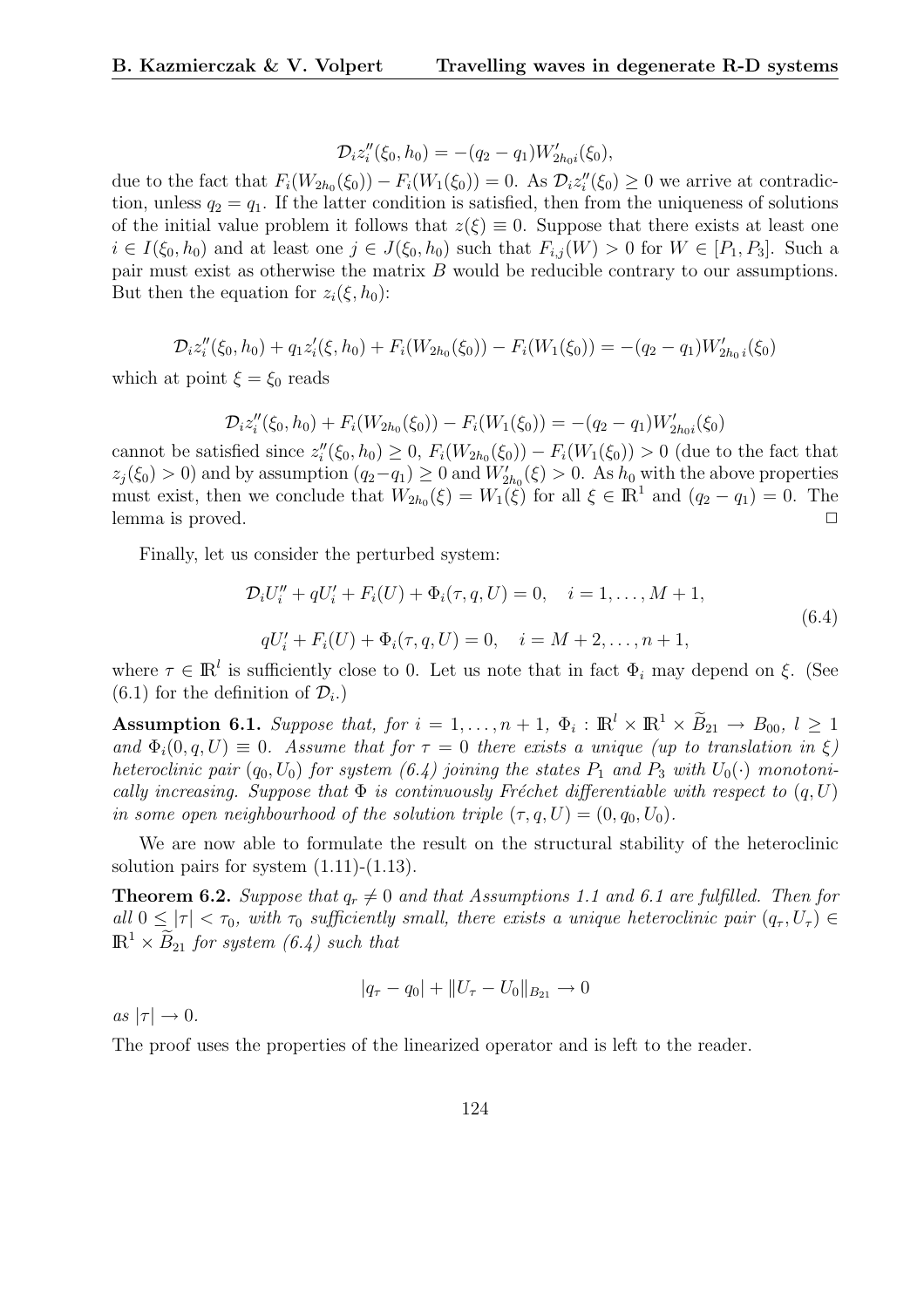$$\mathcal{D}_i z_i''(\xi_0, h_0) = -(q_2 - q_1) W_{2h_0 i}'(\xi_0),$$

due to the fact that $F_i(W_{2h_0}(\xi_0)) - F_i(W_1(\xi_0)) = 0$. As $\mathcal{D}_i z_i''(\xi_0) \geq 0$ we arrive at contradiction, unless $q_2 = q_1$. If the latter condition is satisfied, then from the uniqueness of solutions of the initial value problem it follows that $z(\xi) \equiv 0$. Suppose that there exists at least one $i \in I(\xi_0, h_0)$ and at least one $j \in J(\xi_0, h_0)$ such that $F_{i,j}(W) > 0$ for $W \in [P_1, P_3]$. Such a pair must exist as otherwise the matrix $B$ would be reducible contrary to our assumptions. But then the equation for $z_i(\xi, h_0)$:

$$\mathcal{D}_i z_i''(\xi_0, h_0) + q_1 z_i'(\xi, h_0) + F_i(W_{2h_0}(\xi_0)) - F_i(W_1(\xi_0)) = -(q_2 - q_1) W_{2h_0\, i}'(\xi_0)$$

which at point $\xi = \xi_0$ reads

$$\mathcal{D}_i z_i''(\xi_0, h_0) + F_i(W_{2h_0}(\xi_0)) - F_i(W_1(\xi_0)) = -(q_2 - q_1) W_{2h_0 i}'(\xi_0)$$

cannot be satisfied since $z_i''(\xi_0, h_0) \geq 0$, $F_i(W_{2h_0}(\xi_0)) - F_i(W_1(\xi_0)) > 0$ (due to the fact that $z_j(\xi_0) > 0$) and by assumption $(q_2 - q_1) \geq 0$ and $W_{2h_0}'(\xi) > 0$. As $h_0$ with the above properties must exist, then we conclude that $W_{2h_0}(\xi) = W_1(\xi)$ for all $\xi \in \mathbb{R}^1$ and $(q_2 - q_1) = 0$. The lemma is proved. $\Box$

Finally, let us consider the perturbed system:

$$\begin{aligned}
&\mathcal{D}_i U_i'' + q U_i' + F_i(U) + \Phi_i(\tau, q, U) = 0, \quad i = 1, \ldots, M+1, \\
&q U_i' + F_i(U) + \Phi_i(\tau, q, U) = 0, \quad i = M+2, \ldots, n+1,
\end{aligned} \tag{6.4}$$

where $\tau \in \mathbb{R}^l$ is sufficiently close to 0. Let us note that in fact $\Phi_i$ may depend on $\xi$. (See (6.1) for the definition of $\mathcal{D}_i$.)

**Assumption 6.1.** *Suppose that, for $i = 1, \ldots, n+1$, $\Phi_i : \mathbb{R}^l \times \mathbb{R}^1 \times \widetilde{B}_{21} \to B_{00}$, $l \geq 1$ and $\Phi_i(0, q, U) \equiv 0$. Assume that for $\tau = 0$ there exists a unique (up to translation in $\xi$) heteroclinic pair $(q_0, U_0)$ for system (6.4) joining the states $P_1$ and $P_3$ with $U_0(\cdot)$ monotonically increasing. Suppose that $\Phi$ is continuously Fréchet differentiable with respect to $(q, U)$ in some open neighbourhood of the solution triple $(\tau, q, U) = (0, q_0, U_0)$.*

We are now able to formulate the result on the structural stability of the heteroclinic solution pairs for system (1.11)-(1.13).

**Theorem 6.2.** *Suppose that $q_r \neq 0$ and that Assumptions 1.1 and 6.1 are fulfilled. Then for all $0 \leq |\tau| < \tau_0$, with $\tau_0$ sufficiently small, there exists a unique heteroclinic pair $(q_\tau, U_\tau) \in \mathbb{R}^1 \times \widetilde{B}_{21}$ for system (6.4) such that*

$$|q_\tau - q_0| + \|U_\tau - U_0\|_{B_{21}} \to 0$$

*as $|\tau| \to 0$.*

The proof uses the properties of the linearized operator and is left to the reader.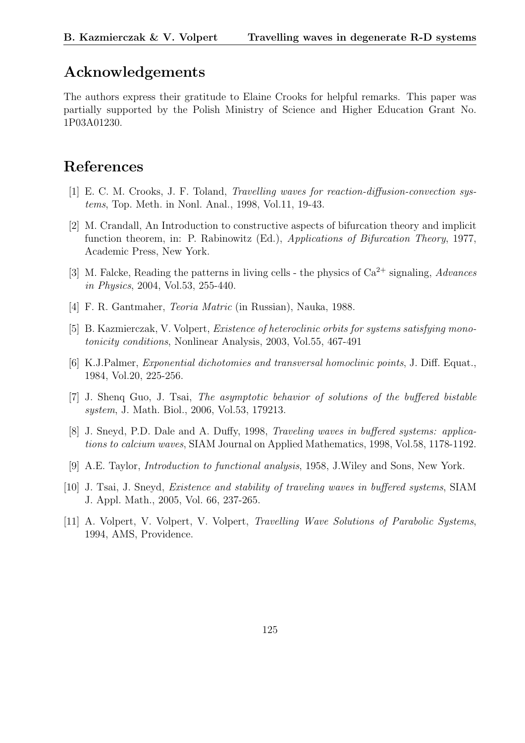## Acknowledgements

The authors express their gratitude to Elaine Crooks for helpful remarks. This paper was partially supported by the Polish Ministry of Science and Higher Education Grant No. 1P03A01230.

## References

[1] E. C. M. Crooks, J. F. Toland, *Travelling waves for reaction-diffusion-convection systems*, Top. Meth. in Nonl. Anal., 1998, Vol.11, 19-43.

[2] M. Crandall, An Introduction to constructive aspects of bifurcation theory and implicit function theorem, in: P. Rabinowitz (Ed.), *Applications of Bifurcation Theory*, 1977, Academic Press, New York.

[3] M. Falcke, Reading the patterns in living cells - the physics of $Ca^{2+}$ signaling, *Advances in Physics*, 2004, Vol.53, 255-440.

[4] F. R. Gantmaher, *Teoria Matric* (in Russian), Nauka, 1988.

[5] B. Kazmierczak, V. Volpert, *Existence of heteroclinic orbits for systems satisfying monotonicity conditions*, Nonlinear Analysis, 2003, Vol.55, 467-491

[6] K.J.Palmer, *Exponential dichotomies and transversal homoclinic points*, J. Diff. Equat., 1984, Vol.20, 225-256.

[7] J. Shenq Guo, J. Tsai, *The asymptotic behavior of solutions of the buffered bistable system*, J. Math. Biol., 2006, Vol.53, 179213.

[8] J. Sneyd, P.D. Dale and A. Duffy, 1998, *Traveling waves in buffered systems: applications to calcium waves*, SIAM Journal on Applied Mathematics, 1998, Vol.58, 1178-1192.

[9] A.E. Taylor, *Introduction to functional analysis*, 1958, J.Wiley and Sons, New York.

[10] J. Tsai, J. Sneyd, *Existence and stability of traveling waves in buffered systems*, SIAM J. Appl. Math., 2005, Vol. 66, 237-265.

[11] A. Volpert, V. Volpert, V. Volpert, *Travelling Wave Solutions of Parabolic Systems*, 1994, AMS, Providence.